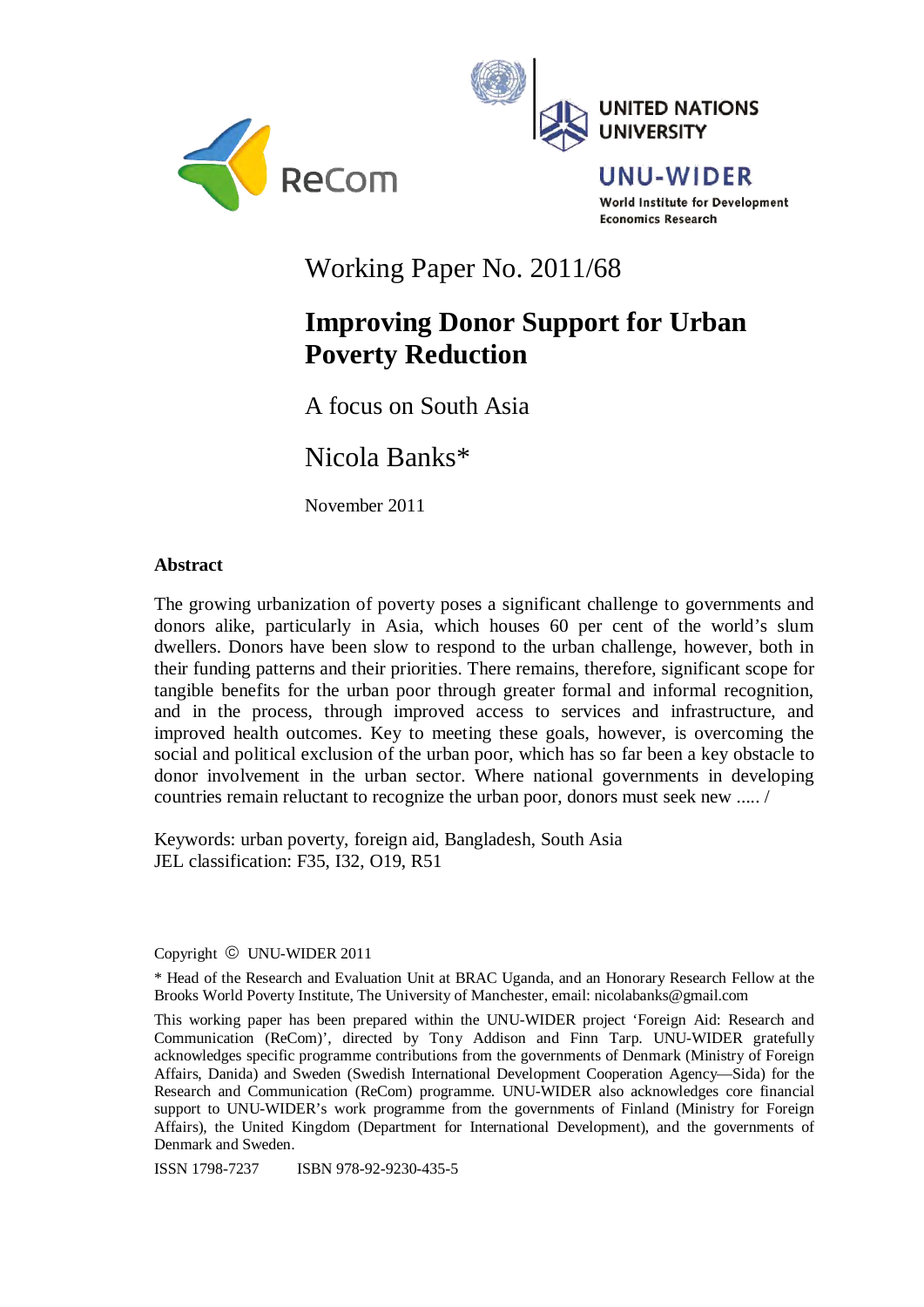ReCom

UNITED NATIONS UNIVERSITY

UNU-WIDER

World Institute for Development Economics Research

Working Paper No. 2011/68

# Improving Donor Support for Urban Poverty Reduction

A focus on South Asia

Nicola Banks*

November 2011

## Abstract

The growing urbanization of poverty poses a significant challenge to governments and donors alike, particularly in Asia, which houses 60 per cent of the world's slum dwellers. Donors have been slow to respond to the urban challenge, however, both in their funding patterns and their priorities. There remains, therefore, significant scope for tangible benefits for the urban poor through greater formal and informal recognition, and in the process, through improved access to services and infrastructure, and improved health outcomes. Key to meeting these goals, however, is overcoming the social and political exclusion of the urban poor, which has so far been a key obstacle to donor involvement in the urban sector. Where national governments in developing countries remain reluctant to recognize the urban poor, donors must seek new ..... /

Keywords: urban poverty, foreign aid, Bangladesh, South Asia
JEL classification: F35, I32, O19, R51

Copyright © UNU-WIDER 2011

\* Head of the Research and Evaluation Unit at BRAC Uganda, and an Honorary Research Fellow at the Brooks World Poverty Institute, The University of Manchester, email: nicolabanks@gmail.com

This working paper has been prepared within the UNU-WIDER project 'Foreign Aid: Research and Communication (ReCom)', directed by Tony Addison and Finn Tarp. UNU-WIDER gratefully acknowledges specific programme contributions from the governments of Denmark (Ministry of Foreign Affairs, Danida) and Sweden (Swedish International Development Cooperation Agency—Sida) for the Research and Communication (ReCom) programme. UNU-WIDER also acknowledges core financial support to UNU-WIDER's work programme from the governments of Finland (Ministry for Foreign Affairs), the United Kingdom (Department for International Development), and the governments of Denmark and Sweden.

ISSN 1798-7237 ISBN 978-92-9230-435-5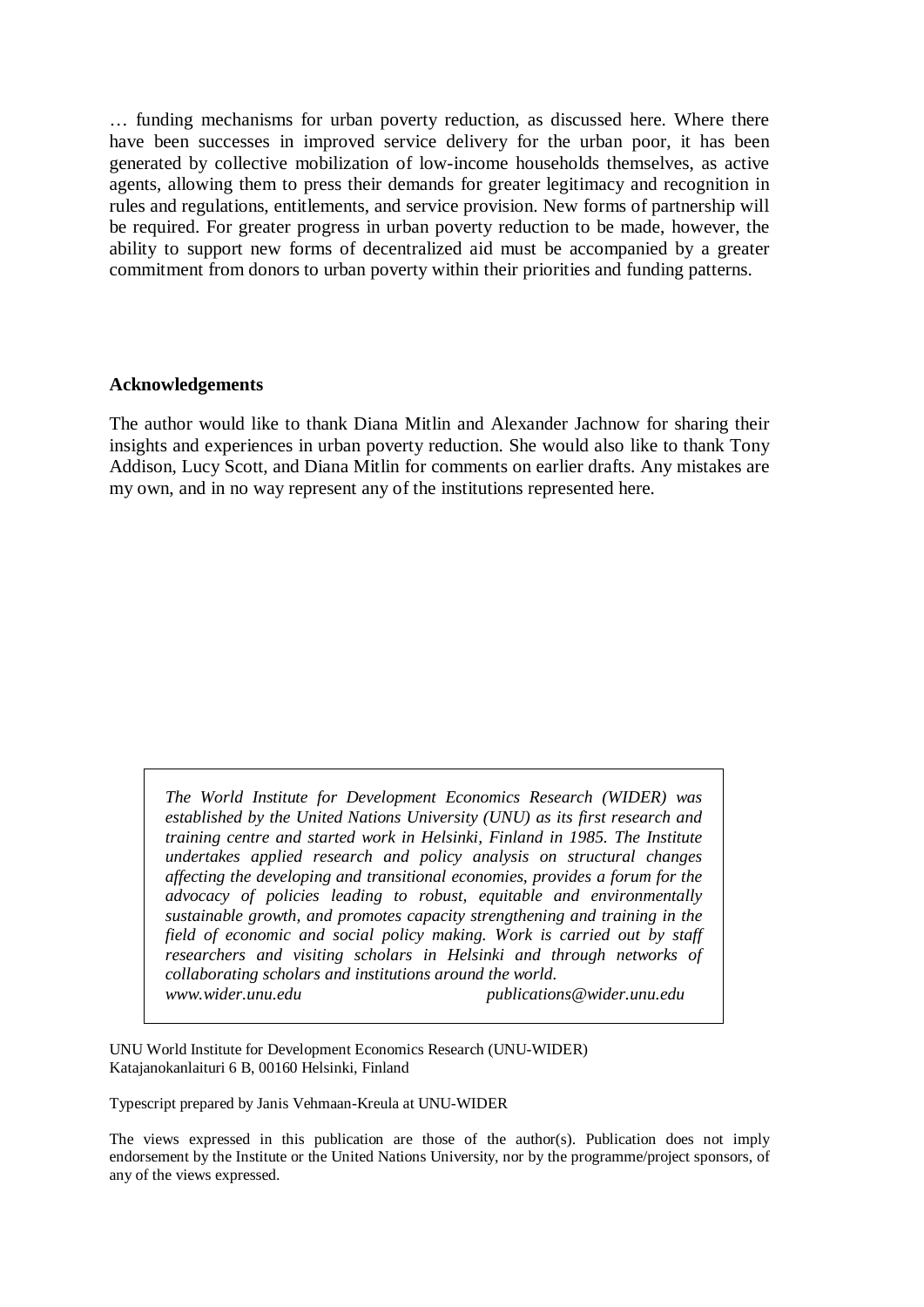… funding mechanisms for urban poverty reduction, as discussed here. Where there have been successes in improved service delivery for the urban poor, it has been generated by collective mobilization of low-income households themselves, as active agents, allowing them to press their demands for greater legitimacy and recognition in rules and regulations, entitlements, and service provision. New forms of partnership will be required. For greater progress in urban poverty reduction to be made, however, the ability to support new forms of decentralized aid must be accompanied by a greater commitment from donors to urban poverty within their priorities and funding patterns.

**Acknowledgements**

The author would like to thank Diana Mitlin and Alexander Jachnow for sharing their insights and experiences in urban poverty reduction. She would also like to thank Tony Addison, Lucy Scott, and Diana Mitlin for comments on earlier drafts. Any mistakes are my own, and in no way represent any of the institutions represented here.

*The World Institute for Development Economics Research (WIDER) was established by the United Nations University (UNU) as its first research and training centre and started work in Helsinki, Finland in 1985. The Institute undertakes applied research and policy analysis on structural changes affecting the developing and transitional economies, provides a forum for the advocacy of policies leading to robust, equitable and environmentally sustainable growth, and promotes capacity strengthening and training in the field of economic and social policy making. Work is carried out by staff researchers and visiting scholars in Helsinki and through networks of collaborating scholars and institutions around the world.*
*www.wider.unu.edu* *publications@wider.unu.edu*

UNU World Institute for Development Economics Research (UNU-WIDER)
Katajanokanlaituri 6 B, 00160 Helsinki, Finland

Typescript prepared by Janis Vehmaan-Kreula at UNU-WIDER

The views expressed in this publication are those of the author(s). Publication does not imply endorsement by the Institute or the United Nations University, nor by the programme/project sponsors, of any of the views expressed.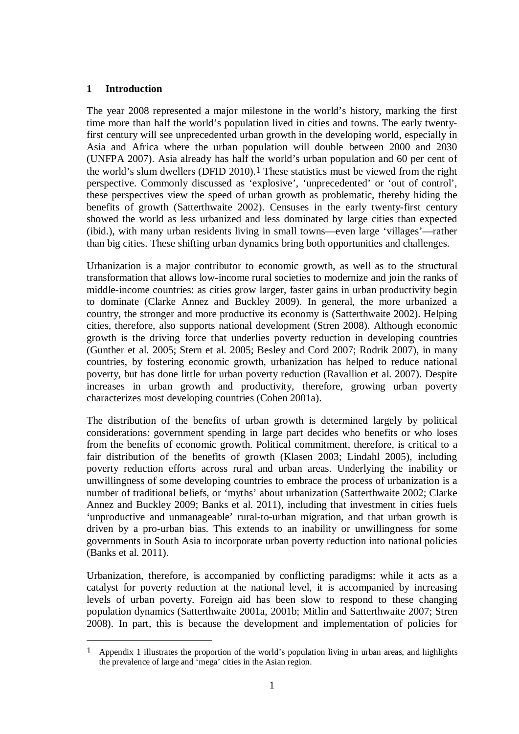## 1 Introduction

The year 2008 represented a major milestone in the world's history, marking the first time more than half the world's population lived in cities and towns. The early twenty-first century will see unprecedented urban growth in the developing world, especially in Asia and Africa where the urban population will double between 2000 and 2030 (UNFPA 2007). Asia already has half the world's urban population and 60 per cent of the world's slum dwellers (DFID 2010).[1] These statistics must be viewed from the right perspective. Commonly discussed as 'explosive', 'unprecedented' or 'out of control', these perspectives view the speed of urban growth as problematic, thereby hiding the benefits of growth (Satterthwaite 2002). Censuses in the early twenty-first century showed the world as less urbanized and less dominated by large cities than expected (ibid.), with many urban residents living in small towns—even large 'villages'—rather than big cities. These shifting urban dynamics bring both opportunities and challenges.

Urbanization is a major contributor to economic growth, as well as to the structural transformation that allows low-income rural societies to modernize and join the ranks of middle-income countries: as cities grow larger, faster gains in urban productivity begin to dominate (Clarke Annez and Buckley 2009). In general, the more urbanized a country, the stronger and more productive its economy is (Satterthwaite 2002). Helping cities, therefore, also supports national development (Stren 2008). Although economic growth is the driving force that underlies poverty reduction in developing countries (Gunther et al. 2005; Stern et al. 2005; Besley and Cord 2007; Rodrik 2007), in many countries, by fostering economic growth, urbanization has helped to reduce national poverty, but has done little for urban poverty reduction (Ravallion et al. 2007). Despite increases in urban growth and productivity, therefore, growing urban poverty characterizes most developing countries (Cohen 2001a).

The distribution of the benefits of urban growth is determined largely by political considerations: government spending in large part decides who benefits or who loses from the benefits of economic growth. Political commitment, therefore, is critical to a fair distribution of the benefits of growth (Klasen 2003; Lindahl 2005), including poverty reduction efforts across rural and urban areas. Underlying the inability or unwillingness of some developing countries to embrace the process of urbanization is a number of traditional beliefs, or 'myths' about urbanization (Satterthwaite 2002; Clarke Annez and Buckley 2009; Banks et al. 2011), including that investment in cities fuels 'unproductive and unmanageable' rural-to-urban migration, and that urban growth is driven by a pro-urban bias. This extends to an inability or unwillingness for some governments in South Asia to incorporate urban poverty reduction into national policies (Banks et al. 2011).

Urbanization, therefore, is accompanied by conflicting paradigms: while it acts as a catalyst for poverty reduction at the national level, it is accompanied by increasing levels of urban poverty. Foreign aid has been slow to respond to these changing population dynamics (Satterthwaite 2001a, 2001b; Mitlin and Satterthwaite 2007; Stren 2008). In part, this is because the development and implementation of policies for

[1] Appendix 1 illustrates the proportion of the world's population living in urban areas, and highlights the prevalence of large and 'mega' cities in the Asian region.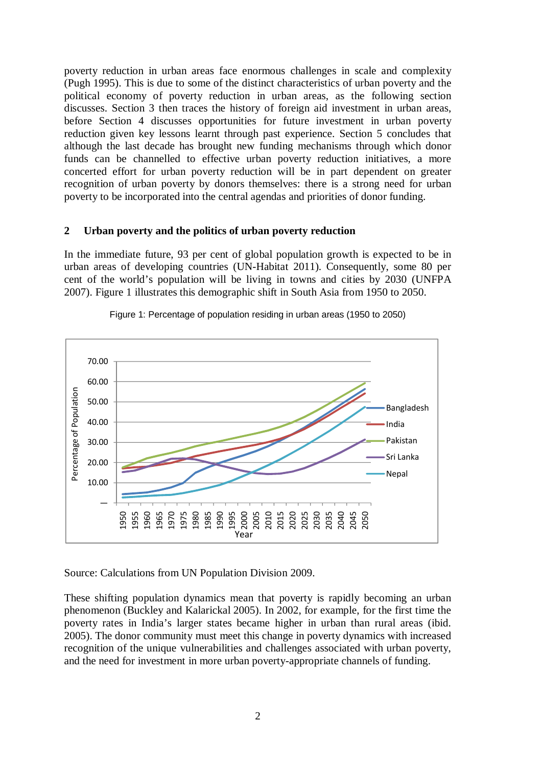poverty reduction in urban areas face enormous challenges in scale and complexity (Pugh 1995). This is due to some of the distinct characteristics of urban poverty and the political economy of poverty reduction in urban areas, as the following section discusses. Section 3 then traces the history of foreign aid investment in urban areas, before Section 4 discusses opportunities for future investment in urban poverty reduction given key lessons learnt through past experience. Section 5 concludes that although the last decade has brought new funding mechanisms through which donor funds can be channelled to effective urban poverty reduction initiatives, a more concerted effort for urban poverty reduction will be in part dependent on greater recognition of urban poverty by donors themselves: there is a strong need for urban poverty to be incorporated into the central agendas and priorities of donor funding.

## 2 Urban poverty and the politics of urban poverty reduction

In the immediate future, 93 per cent of global population growth is expected to be in urban areas of developing countries (UN-Habitat 2011). Consequently, some 80 per cent of the world's population will be living in towns and cities by 2030 (UNFPA 2007). Figure 1 illustrates this demographic shift in South Asia from 1950 to 2050.

Figure 1: Percentage of population residing in urban areas (1950 to 2050)

Source: Calculations from UN Population Division 2009.

These shifting population dynamics mean that poverty is rapidly becoming an urban phenomenon (Buckley and Kalarickal 2005). In 2002, for example, for the first time the poverty rates in India's larger states became higher in urban than rural areas (ibid. 2005). The donor community must meet this change in poverty dynamics with increased recognition of the unique vulnerabilities and challenges associated with urban poverty, and the need for investment in more urban poverty-appropriate channels of funding.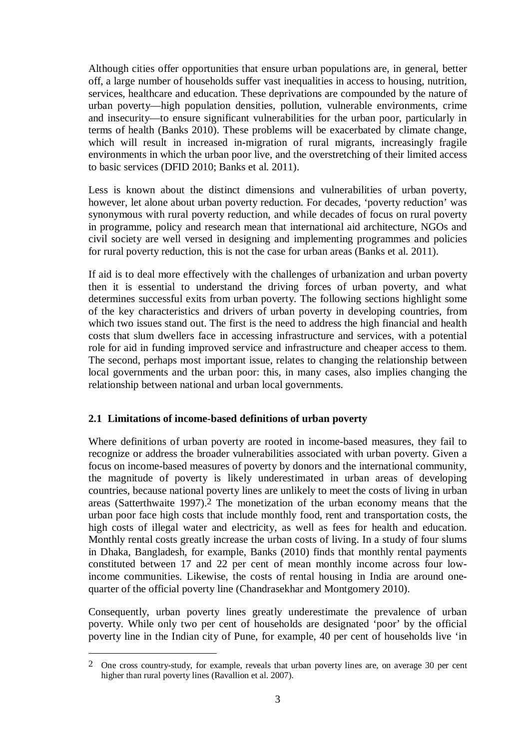Although cities offer opportunities that ensure urban populations are, in general, better off, a large number of households suffer vast inequalities in access to housing, nutrition, services, healthcare and education. These deprivations are compounded by the nature of urban poverty—high population densities, pollution, vulnerable environments, crime and insecurity—to ensure significant vulnerabilities for the urban poor, particularly in terms of health (Banks 2010). These problems will be exacerbated by climate change, which will result in increased in-migration of rural migrants, increasingly fragile environments in which the urban poor live, and the overstretching of their limited access to basic services (DFID 2010; Banks et al. 2011).

Less is known about the distinct dimensions and vulnerabilities of urban poverty, however, let alone about urban poverty reduction. For decades, 'poverty reduction' was synonymous with rural poverty reduction, and while decades of focus on rural poverty in programme, policy and research mean that international aid architecture, NGOs and civil society are well versed in designing and implementing programmes and policies for rural poverty reduction, this is not the case for urban areas (Banks et al. 2011).

If aid is to deal more effectively with the challenges of urbanization and urban poverty then it is essential to understand the driving forces of urban poverty, and what determines successful exits from urban poverty. The following sections highlight some of the key characteristics and drivers of urban poverty in developing countries, from which two issues stand out. The first is the need to address the high financial and health costs that slum dwellers face in accessing infrastructure and services, with a potential role for aid in funding improved service and infrastructure and cheaper access to them. The second, perhaps most important issue, relates to changing the relationship between local governments and the urban poor: this, in many cases, also implies changing the relationship between national and urban local governments.

### 2.1 Limitations of income-based definitions of urban poverty

Where definitions of urban poverty are rooted in income-based measures, they fail to recognize or address the broader vulnerabilities associated with urban poverty. Given a focus on income-based measures of poverty by donors and the international community, the magnitude of poverty is likely underestimated in urban areas of developing countries, because national poverty lines are unlikely to meet the costs of living in urban areas (Satterthwaite 1997).[2] The monetization of the urban economy means that the urban poor face high costs that include monthly food, rent and transportation costs, the high costs of illegal water and electricity, as well as fees for health and education. Monthly rental costs greatly increase the urban costs of living. In a study of four slums in Dhaka, Bangladesh, for example, Banks (2010) finds that monthly rental payments constituted between 17 and 22 per cent of mean monthly income across four low-income communities. Likewise, the costs of rental housing in India are around one-quarter of the official poverty line (Chandrasekhar and Montgomery 2010).

Consequently, urban poverty lines greatly underestimate the prevalence of urban poverty. While only two per cent of households are designated 'poor' by the official poverty line in the Indian city of Pune, for example, 40 per cent of households live 'in

---

[2] One cross country-study, for example, reveals that urban poverty lines are, on average 30 per cent higher than rural poverty lines (Ravallion et al. 2007).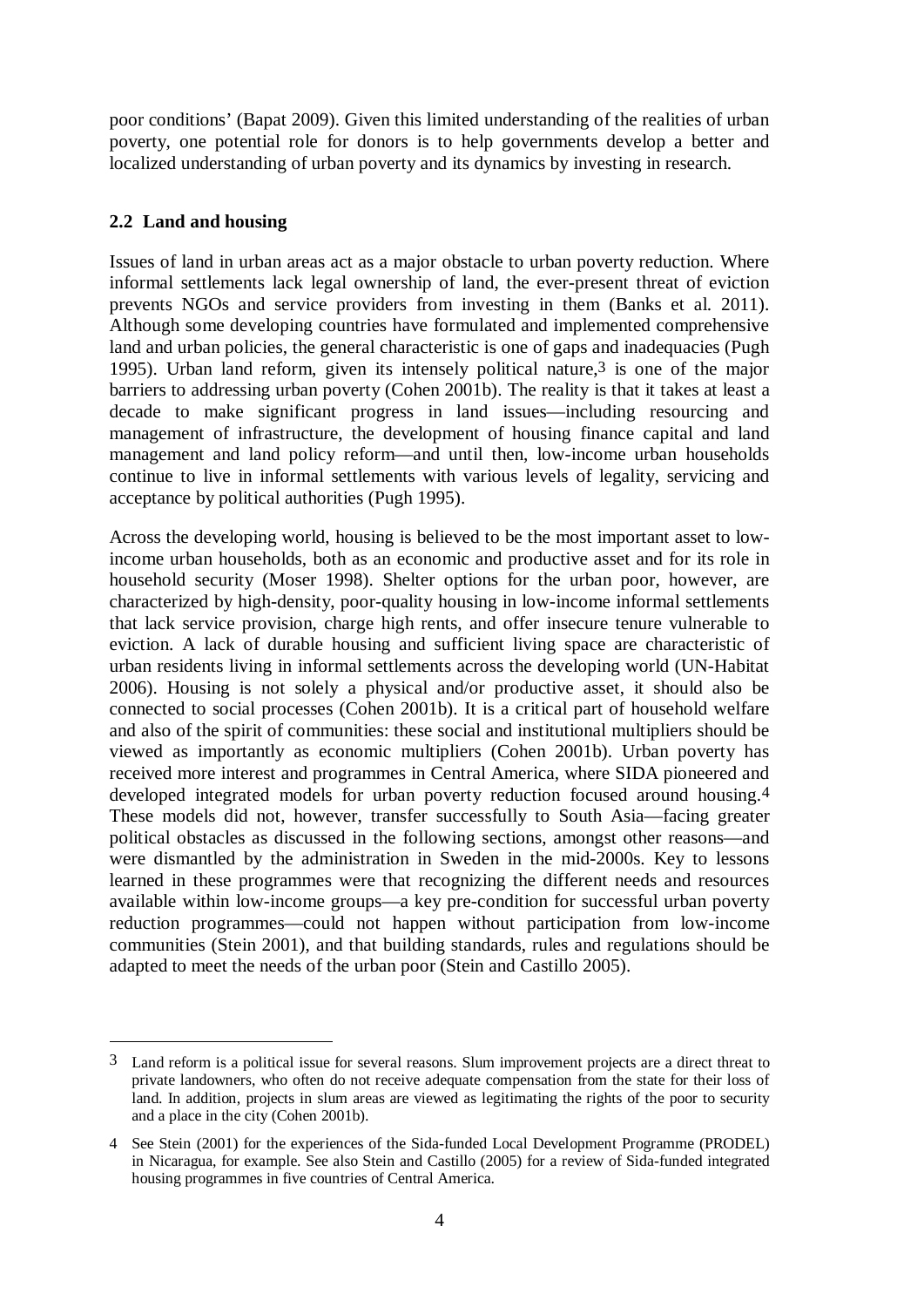poor conditions' (Bapat 2009). Given this limited understanding of the realities of urban poverty, one potential role for donors is to help governments develop a better and localized understanding of urban poverty and its dynamics by investing in research.

### 2.2 Land and housing

Issues of land in urban areas act as a major obstacle to urban poverty reduction. Where informal settlements lack legal ownership of land, the ever-present threat of eviction prevents NGOs and service providers from investing in them (Banks et al. 2011). Although some developing countries have formulated and implemented comprehensive land and urban policies, the general characteristic is one of gaps and inadequacies (Pugh 1995). Urban land reform, given its intensely political nature,[3] is one of the major barriers to addressing urban poverty (Cohen 2001b). The reality is that it takes at least a decade to make significant progress in land issues—including resourcing and management of infrastructure, the development of housing finance capital and land management and land policy reform—and until then, low-income urban households continue to live in informal settlements with various levels of legality, servicing and acceptance by political authorities (Pugh 1995).

Across the developing world, housing is believed to be the most important asset to low-income urban households, both as an economic and productive asset and for its role in household security (Moser 1998). Shelter options for the urban poor, however, are characterized by high-density, poor-quality housing in low-income informal settlements that lack service provision, charge high rents, and offer insecure tenure vulnerable to eviction. A lack of durable housing and sufficient living space are characteristic of urban residents living in informal settlements across the developing world (UN-Habitat 2006). Housing is not solely a physical and/or productive asset, it should also be connected to social processes (Cohen 2001b). It is a critical part of household welfare and also of the spirit of communities: these social and institutional multipliers should be viewed as importantly as economic multipliers (Cohen 2001b). Urban poverty has received more interest and programmes in Central America, where SIDA pioneered and developed integrated models for urban poverty reduction focused around housing.[4] These models did not, however, transfer successfully to South Asia—facing greater political obstacles as discussed in the following sections, amongst other reasons—and were dismantled by the administration in Sweden in the mid-2000s. Key to lessons learned in these programmes were that recognizing the different needs and resources available within low-income groups—a key pre-condition for successful urban poverty reduction programmes—could not happen without participation from low-income communities (Stein 2001), and that building standards, rules and regulations should be adapted to meet the needs of the urban poor (Stein and Castillo 2005).

---

[3] Land reform is a political issue for several reasons. Slum improvement projects are a direct threat to private landowners, who often do not receive adequate compensation from the state for their loss of land. In addition, projects in slum areas are viewed as legitimating the rights of the poor to security and a place in the city (Cohen 2001b).

[4] See Stein (2001) for the experiences of the Sida-funded Local Development Programme (PRODEL) in Nicaragua, for example. See also Stein and Castillo (2005) for a review of Sida-funded integrated housing programmes in five countries of Central America.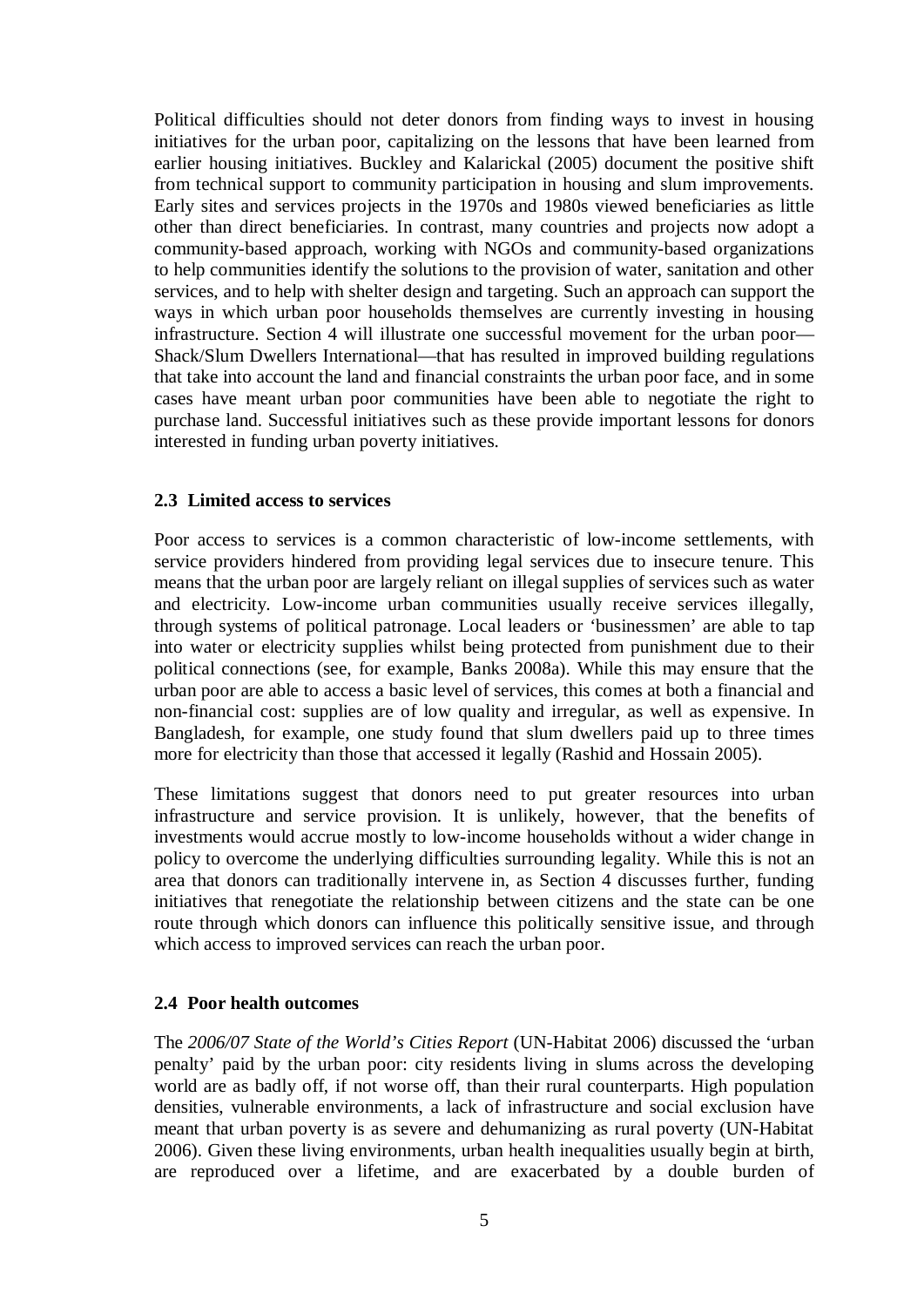Political difficulties should not deter donors from finding ways to invest in housing initiatives for the urban poor, capitalizing on the lessons that have been learned from earlier housing initiatives. Buckley and Kalarickal (2005) document the positive shift from technical support to community participation in housing and slum improvements. Early sites and services projects in the 1970s and 1980s viewed beneficiaries as little other than direct beneficiaries. In contrast, many countries and projects now adopt a community-based approach, working with NGOs and community-based organizations to help communities identify the solutions to the provision of water, sanitation and other services, and to help with shelter design and targeting. Such an approach can support the ways in which urban poor households themselves are currently investing in housing infrastructure. Section 4 will illustrate one successful movement for the urban poor—Shack/Slum Dwellers International—that has resulted in improved building regulations that take into account the land and financial constraints the urban poor face, and in some cases have meant urban poor communities have been able to negotiate the right to purchase land. Successful initiatives such as these provide important lessons for donors interested in funding urban poverty initiatives.

### 2.3 Limited access to services

Poor access to services is a common characteristic of low-income settlements, with service providers hindered from providing legal services due to insecure tenure. This means that the urban poor are largely reliant on illegal supplies of services such as water and electricity. Low-income urban communities usually receive services illegally, through systems of political patronage. Local leaders or 'businessmen' are able to tap into water or electricity supplies whilst being protected from punishment due to their political connections (see, for example, Banks 2008a). While this may ensure that the urban poor are able to access a basic level of services, this comes at both a financial and non-financial cost: supplies are of low quality and irregular, as well as expensive. In Bangladesh, for example, one study found that slum dwellers paid up to three times more for electricity than those that accessed it legally (Rashid and Hossain 2005).

These limitations suggest that donors need to put greater resources into urban infrastructure and service provision. It is unlikely, however, that the benefits of investments would accrue mostly to low-income households without a wider change in policy to overcome the underlying difficulties surrounding legality. While this is not an area that donors can traditionally intervene in, as Section 4 discusses further, funding initiatives that renegotiate the relationship between citizens and the state can be one route through which donors can influence this politically sensitive issue, and through which access to improved services can reach the urban poor.

### 2.4 Poor health outcomes

The *2006/07 State of the World's Cities Report* (UN-Habitat 2006) discussed the 'urban penalty' paid by the urban poor: city residents living in slums across the developing world are as badly off, if not worse off, than their rural counterparts. High population densities, vulnerable environments, a lack of infrastructure and social exclusion have meant that urban poverty is as severe and dehumanizing as rural poverty (UN-Habitat 2006). Given these living environments, urban health inequalities usually begin at birth, are reproduced over a lifetime, and are exacerbated by a double burden of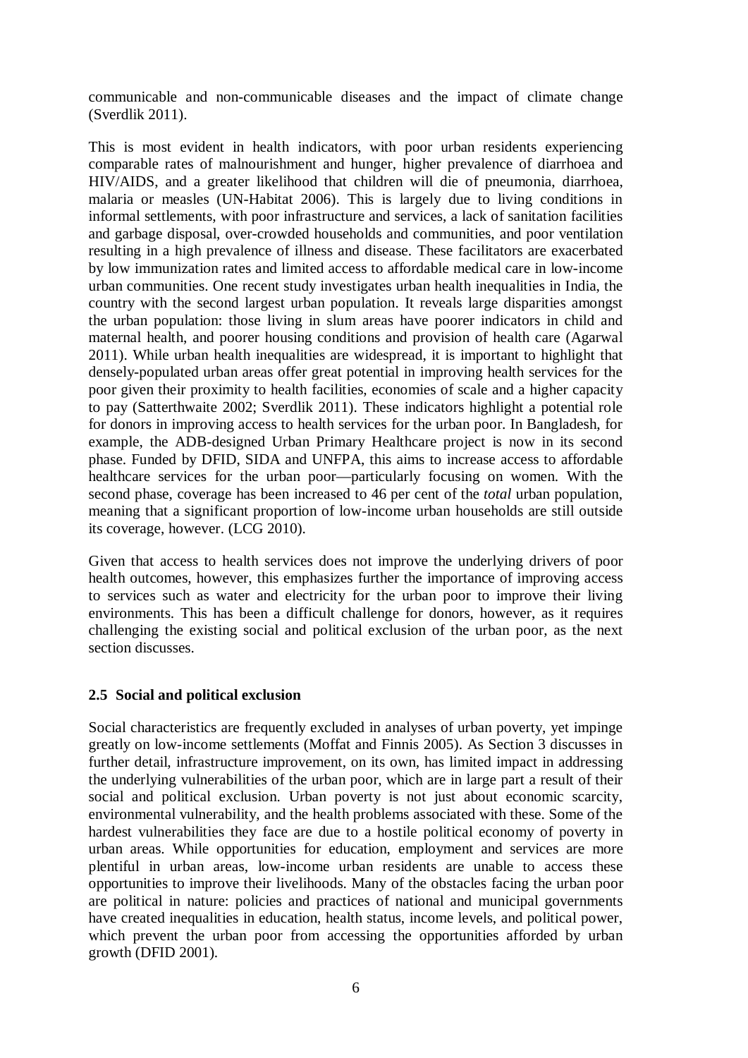communicable and non-communicable diseases and the impact of climate change (Sverdlik 2011).

This is most evident in health indicators, with poor urban residents experiencing comparable rates of malnourishment and hunger, higher prevalence of diarrhoea and HIV/AIDS, and a greater likelihood that children will die of pneumonia, diarrhoea, malaria or measles (UN-Habitat 2006). This is largely due to living conditions in informal settlements, with poor infrastructure and services, a lack of sanitation facilities and garbage disposal, over-crowded households and communities, and poor ventilation resulting in a high prevalence of illness and disease. These facilitators are exacerbated by low immunization rates and limited access to affordable medical care in low-income urban communities. One recent study investigates urban health inequalities in India, the country with the second largest urban population. It reveals large disparities amongst the urban population: those living in slum areas have poorer indicators in child and maternal health, and poorer housing conditions and provision of health care (Agarwal 2011). While urban health inequalities are widespread, it is important to highlight that densely-populated urban areas offer great potential in improving health services for the poor given their proximity to health facilities, economies of scale and a higher capacity to pay (Satterthwaite 2002; Sverdlik 2011). These indicators highlight a potential role for donors in improving access to health services for the urban poor. In Bangladesh, for example, the ADB-designed Urban Primary Healthcare project is now in its second phase. Funded by DFID, SIDA and UNFPA, this aims to increase access to affordable healthcare services for the urban poor—particularly focusing on women. With the second phase, coverage has been increased to 46 per cent of the *total* urban population, meaning that a significant proportion of low-income urban households are still outside its coverage, however. (LCG 2010).

Given that access to health services does not improve the underlying drivers of poor health outcomes, however, this emphasizes further the importance of improving access to services such as water and electricity for the urban poor to improve their living environments. This has been a difficult challenge for donors, however, as it requires challenging the existing social and political exclusion of the urban poor, as the next section discusses.

### 2.5 Social and political exclusion

Social characteristics are frequently excluded in analyses of urban poverty, yet impinge greatly on low-income settlements (Moffat and Finnis 2005). As Section 3 discusses in further detail, infrastructure improvement, on its own, has limited impact in addressing the underlying vulnerabilities of the urban poor, which are in large part a result of their social and political exclusion. Urban poverty is not just about economic scarcity, environmental vulnerability, and the health problems associated with these. Some of the hardest vulnerabilities they face are due to a hostile political economy of poverty in urban areas. While opportunities for education, employment and services are more plentiful in urban areas, low-income urban residents are unable to access these opportunities to improve their livelihoods. Many of the obstacles facing the urban poor are political in nature: policies and practices of national and municipal governments have created inequalities in education, health status, income levels, and political power, which prevent the urban poor from accessing the opportunities afforded by urban growth (DFID 2001).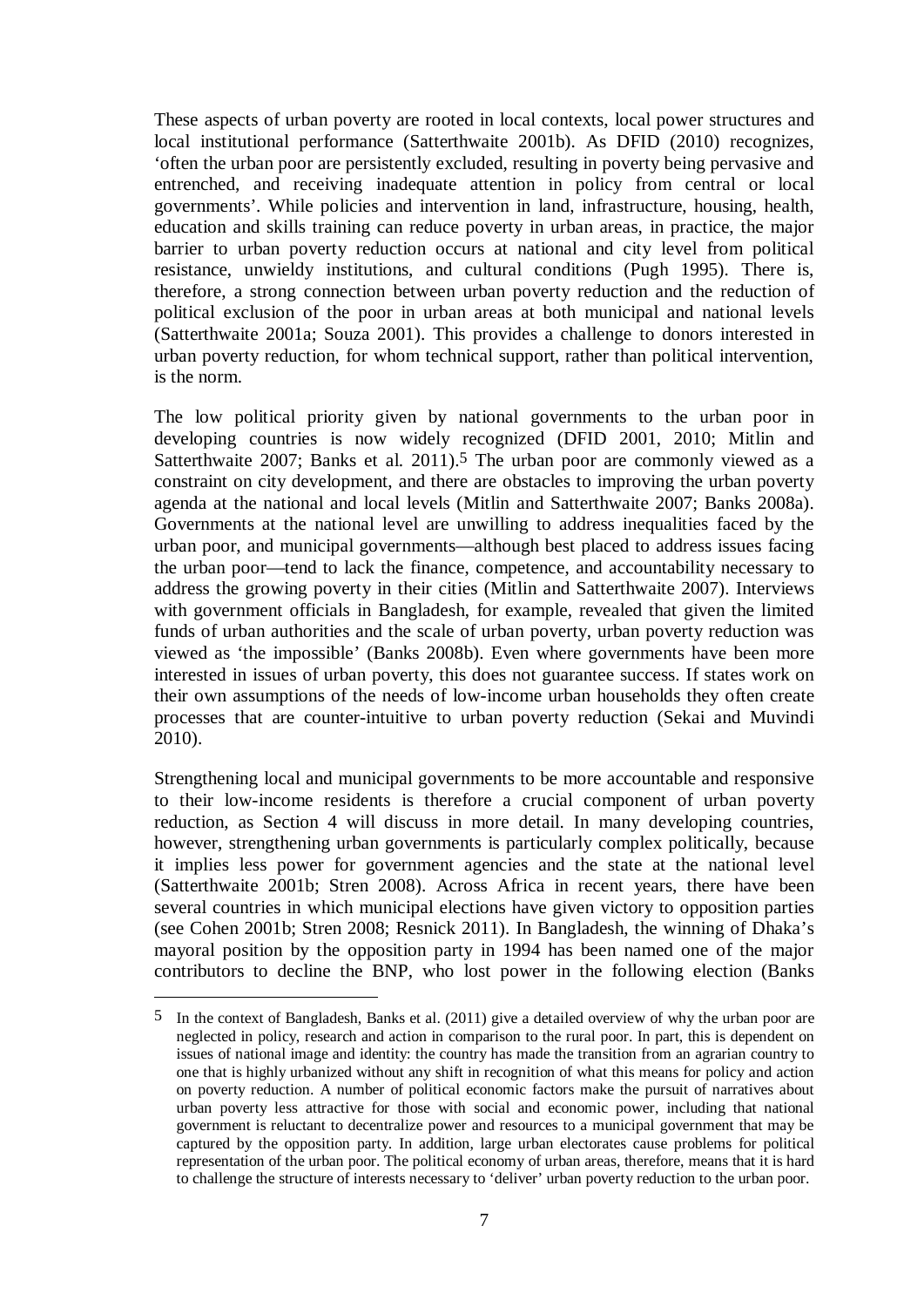These aspects of urban poverty are rooted in local contexts, local power structures and local institutional performance (Satterthwaite 2001b). As DFID (2010) recognizes, 'often the urban poor are persistently excluded, resulting in poverty being pervasive and entrenched, and receiving inadequate attention in policy from central or local governments'. While policies and intervention in land, infrastructure, housing, health, education and skills training can reduce poverty in urban areas, in practice, the major barrier to urban poverty reduction occurs at national and city level from political resistance, unwieldy institutions, and cultural conditions (Pugh 1995). There is, therefore, a strong connection between urban poverty reduction and the reduction of political exclusion of the poor in urban areas at both municipal and national levels (Satterthwaite 2001a; Souza 2001). This provides a challenge to donors interested in urban poverty reduction, for whom technical support, rather than political intervention, is the norm.

The low political priority given by national governments to the urban poor in developing countries is now widely recognized (DFID 2001, 2010; Mitlin and Satterthwaite 2007; Banks et al. 2011).[5] The urban poor are commonly viewed as a constraint on city development, and there are obstacles to improving the urban poverty agenda at the national and local levels (Mitlin and Satterthwaite 2007; Banks 2008a). Governments at the national level are unwilling to address inequalities faced by the urban poor, and municipal governments—although best placed to address issues facing the urban poor—tend to lack the finance, competence, and accountability necessary to address the growing poverty in their cities (Mitlin and Satterthwaite 2007). Interviews with government officials in Bangladesh, for example, revealed that given the limited funds of urban authorities and the scale of urban poverty, urban poverty reduction was viewed as 'the impossible' (Banks 2008b). Even where governments have been more interested in issues of urban poverty, this does not guarantee success. If states work on their own assumptions of the needs of low-income urban households they often create processes that are counter-intuitive to urban poverty reduction (Sekai and Muvindi 2010).

Strengthening local and municipal governments to be more accountable and responsive to their low-income residents is therefore a crucial component of urban poverty reduction, as Section 4 will discuss in more detail. In many developing countries, however, strengthening urban governments is particularly complex politically, because it implies less power for government agencies and the state at the national level (Satterthwaite 2001b; Stren 2008). Across Africa in recent years, there have been several countries in which municipal elections have given victory to opposition parties (see Cohen 2001b; Stren 2008; Resnick 2011). In Bangladesh, the winning of Dhaka's mayoral position by the opposition party in 1994 has been named one of the major contributors to decline the BNP, who lost power in the following election (Banks

---

[5] In the context of Bangladesh, Banks et al. (2011) give a detailed overview of why the urban poor are neglected in policy, research and action in comparison to the rural poor. In part, this is dependent on issues of national image and identity: the country has made the transition from an agrarian country to one that is highly urbanized without any shift in recognition of what this means for policy and action on poverty reduction. A number of political economic factors make the pursuit of narratives about urban poverty less attractive for those with social and economic power, including that national government is reluctant to decentralize power and resources to a municipal government that may be captured by the opposition party. In addition, large urban electorates cause problems for political representation of the urban poor. The political economy of urban areas, therefore, means that it is hard to challenge the structure of interests necessary to 'deliver' urban poverty reduction to the urban poor.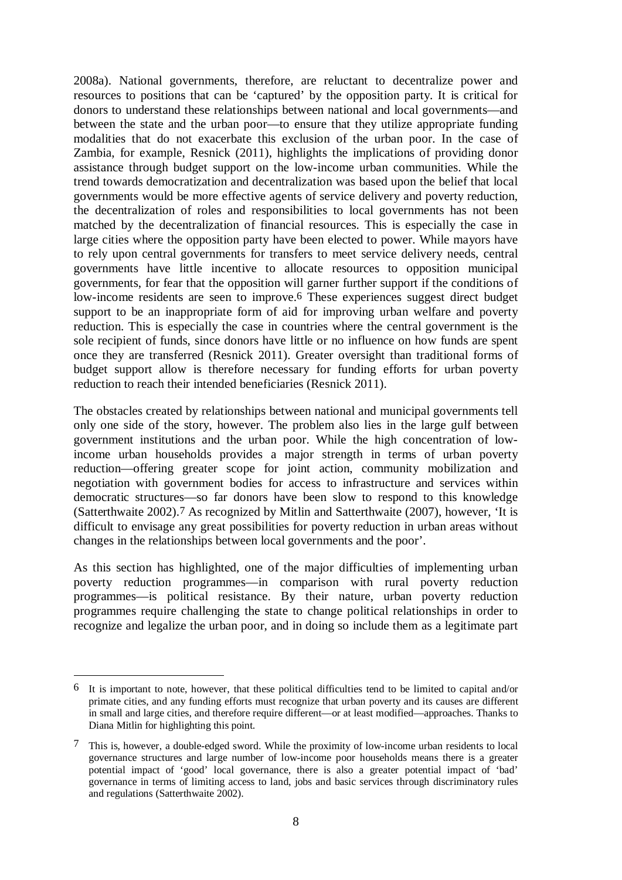2008a). National governments, therefore, are reluctant to decentralize power and resources to positions that can be 'captured' by the opposition party. It is critical for donors to understand these relationships between national and local governments—and between the state and the urban poor—to ensure that they utilize appropriate funding modalities that do not exacerbate this exclusion of the urban poor. In the case of Zambia, for example, Resnick (2011), highlights the implications of providing donor assistance through budget support on the low-income urban communities. While the trend towards democratization and decentralization was based upon the belief that local governments would be more effective agents of service delivery and poverty reduction, the decentralization of roles and responsibilities to local governments has not been matched by the decentralization of financial resources. This is especially the case in large cities where the opposition party have been elected to power. While mayors have to rely upon central governments for transfers to meet service delivery needs, central governments have little incentive to allocate resources to opposition municipal governments, for fear that the opposition will garner further support if the conditions of low-income residents are seen to improve.[6] These experiences suggest direct budget support to be an inappropriate form of aid for improving urban welfare and poverty reduction. This is especially the case in countries where the central government is the sole recipient of funds, since donors have little or no influence on how funds are spent once they are transferred (Resnick 2011). Greater oversight than traditional forms of budget support allow is therefore necessary for funding efforts for urban poverty reduction to reach their intended beneficiaries (Resnick 2011).

The obstacles created by relationships between national and municipal governments tell only one side of the story, however. The problem also lies in the large gulf between government institutions and the urban poor. While the high concentration of low-income urban households provides a major strength in terms of urban poverty reduction—offering greater scope for joint action, community mobilization and negotiation with government bodies for access to infrastructure and services within democratic structures—so far donors have been slow to respond to this knowledge (Satterthwaite 2002).[7] As recognized by Mitlin and Satterthwaite (2007), however, 'It is difficult to envisage any great possibilities for poverty reduction in urban areas without changes in the relationships between local governments and the poor'.

As this section has highlighted, one of the major difficulties of implementing urban poverty reduction programmes—in comparison with rural poverty reduction programmes—is political resistance. By their nature, urban poverty reduction programmes require challenging the state to change political relationships in order to recognize and legalize the urban poor, and in doing so include them as a legitimate part

---

[6] It is important to note, however, that these political difficulties tend to be limited to capital and/or primate cities, and any funding efforts must recognize that urban poverty and its causes are different in small and large cities, and therefore require different—or at least modified—approaches. Thanks to Diana Mitlin for highlighting this point.

[7] This is, however, a double-edged sword. While the proximity of low-income urban residents to local governance structures and large number of low-income poor households means there is a greater potential impact of 'good' local governance, there is also a greater potential impact of 'bad' governance in terms of limiting access to land, jobs and basic services through discriminatory rules and regulations (Satterthwaite 2002).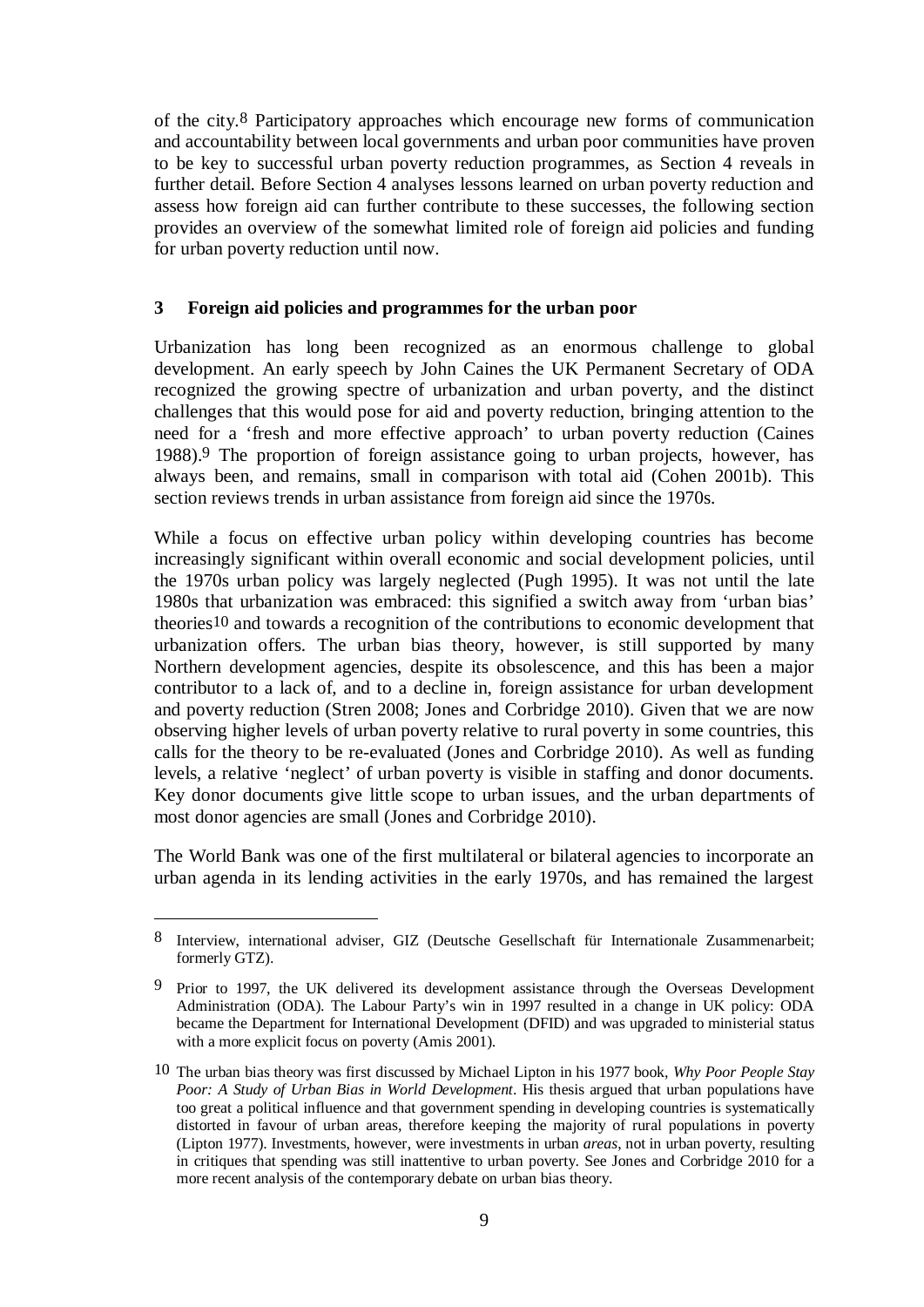of the city.[8] Participatory approaches which encourage new forms of communication and accountability between local governments and urban poor communities have proven to be key to successful urban poverty reduction programmes, as Section 4 reveals in further detail. Before Section 4 analyses lessons learned on urban poverty reduction and assess how foreign aid can further contribute to these successes, the following section provides an overview of the somewhat limited role of foreign aid policies and funding for urban poverty reduction until now.

## 3 Foreign aid policies and programmes for the urban poor

Urbanization has long been recognized as an enormous challenge to global development. An early speech by John Caines the UK Permanent Secretary of ODA recognized the growing spectre of urbanization and urban poverty, and the distinct challenges that this would pose for aid and poverty reduction, bringing attention to the need for a 'fresh and more effective approach' to urban poverty reduction (Caines 1988).[9] The proportion of foreign assistance going to urban projects, however, has always been, and remains, small in comparison with total aid (Cohen 2001b). This section reviews trends in urban assistance from foreign aid since the 1970s.

While a focus on effective urban policy within developing countries has become increasingly significant within overall economic and social development policies, until the 1970s urban policy was largely neglected (Pugh 1995). It was not until the late 1980s that urbanization was embraced: this signified a switch away from 'urban bias' theories[10] and towards a recognition of the contributions to economic development that urbanization offers. The urban bias theory, however, is still supported by many Northern development agencies, despite its obsolescence, and this has been a major contributor to a lack of, and to a decline in, foreign assistance for urban development and poverty reduction (Stren 2008; Jones and Corbridge 2010). Given that we are now observing higher levels of urban poverty relative to rural poverty in some countries, this calls for the theory to be re-evaluated (Jones and Corbridge 2010). As well as funding levels, a relative 'neglect' of urban poverty is visible in staffing and donor documents. Key donor documents give little scope to urban issues, and the urban departments of most donor agencies are small (Jones and Corbridge 2010).

The World Bank was one of the first multilateral or bilateral agencies to incorporate an urban agenda in its lending activities in the early 1970s, and has remained the largest

---

[8] Interview, international adviser, GIZ (Deutsche Gesellschaft für Internationale Zusammenarbeit; formerly GTZ).

[9] Prior to 1997, the UK delivered its development assistance through the Overseas Development Administration (ODA). The Labour Party's win in 1997 resulted in a change in UK policy: ODA became the Department for International Development (DFID) and was upgraded to ministerial status with a more explicit focus on poverty (Amis 2001).

[10] The urban bias theory was first discussed by Michael Lipton in his 1977 book, *Why Poor People Stay Poor: A Study of Urban Bias in World Development*. His thesis argued that urban populations have too great a political influence and that government spending in developing countries is systematically distorted in favour of urban areas, therefore keeping the majority of rural populations in poverty (Lipton 1977). Investments, however, were investments in urban *areas*, not in urban poverty, resulting in critiques that spending was still inattentive to urban poverty. See Jones and Corbridge 2010 for a more recent analysis of the contemporary debate on urban bias theory.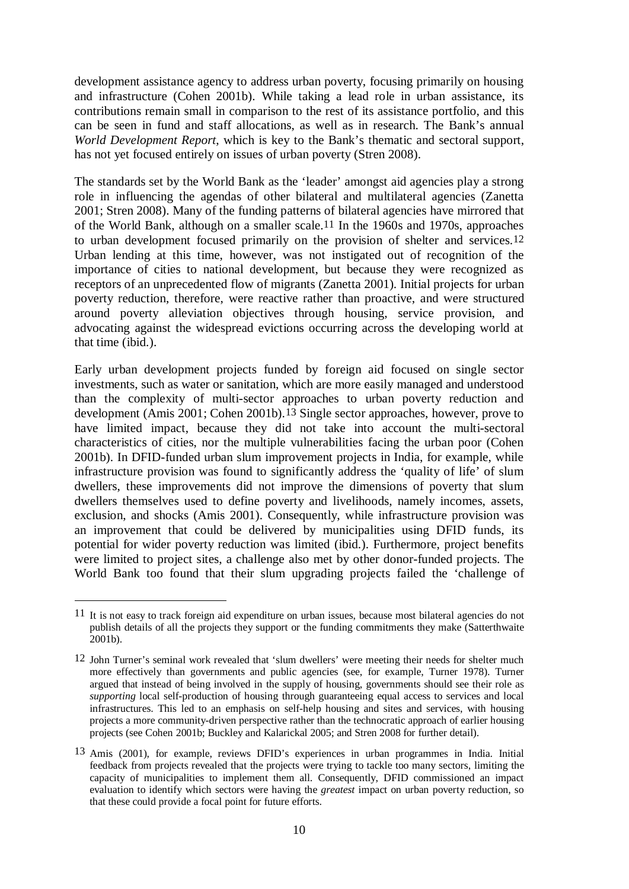development assistance agency to address urban poverty, focusing primarily on housing and infrastructure (Cohen 2001b). While taking a lead role in urban assistance, its contributions remain small in comparison to the rest of its assistance portfolio, and this can be seen in fund and staff allocations, as well as in research. The Bank's annual *World Development Report*, which is key to the Bank's thematic and sectoral support, has not yet focused entirely on issues of urban poverty (Stren 2008).

The standards set by the World Bank as the 'leader' amongst aid agencies play a strong role in influencing the agendas of other bilateral and multilateral agencies (Zanetta 2001; Stren 2008). Many of the funding patterns of bilateral agencies have mirrored that of the World Bank, although on a smaller scale.[11] In the 1960s and 1970s, approaches to urban development focused primarily on the provision of shelter and services.[12] Urban lending at this time, however, was not instigated out of recognition of the importance of cities to national development, but because they were recognized as receptors of an unprecedented flow of migrants (Zanetta 2001). Initial projects for urban poverty reduction, therefore, were reactive rather than proactive, and were structured around poverty alleviation objectives through housing, service provision, and advocating against the widespread evictions occurring across the developing world at that time (ibid.).

Early urban development projects funded by foreign aid focused on single sector investments, such as water or sanitation, which are more easily managed and understood than the complexity of multi-sector approaches to urban poverty reduction and development (Amis 2001; Cohen 2001b).[13] Single sector approaches, however, prove to have limited impact, because they did not take into account the multi-sectoral characteristics of cities, nor the multiple vulnerabilities facing the urban poor (Cohen 2001b). In DFID-funded urban slum improvement projects in India, for example, while infrastructure provision was found to significantly address the 'quality of life' of slum dwellers, these improvements did not improve the dimensions of poverty that slum dwellers themselves used to define poverty and livelihoods, namely incomes, assets, exclusion, and shocks (Amis 2001). Consequently, while infrastructure provision was an improvement that could be delivered by municipalities using DFID funds, its potential for wider poverty reduction was limited (ibid.). Furthermore, project benefits were limited to project sites, a challenge also met by other donor-funded projects. The World Bank too found that their slum upgrading projects failed the 'challenge of

---

[11] It is not easy to track foreign aid expenditure on urban issues, because most bilateral agencies do not publish details of all the projects they support or the funding commitments they make (Satterthwaite 2001b).

[12] John Turner's seminal work revealed that 'slum dwellers' were meeting their needs for shelter much more effectively than governments and public agencies (see, for example, Turner 1978). Turner argued that instead of being involved in the supply of housing, governments should see their role as *supporting* local self-production of housing through guaranteeing equal access to services and local infrastructures. This led to an emphasis on self-help housing and sites and services, with housing projects a more community-driven perspective rather than the technocratic approach of earlier housing projects (see Cohen 2001b; Buckley and Kalarickal 2005; and Stren 2008 for further detail).

[13] Amis (2001), for example, reviews DFID's experiences in urban programmes in India. Initial feedback from projects revealed that the projects were trying to tackle too many sectors, limiting the capacity of municipalities to implement them all. Consequently, DFID commissioned an impact evaluation to identify which sectors were having the *greatest* impact on urban poverty reduction, so that these could provide a focal point for future efforts.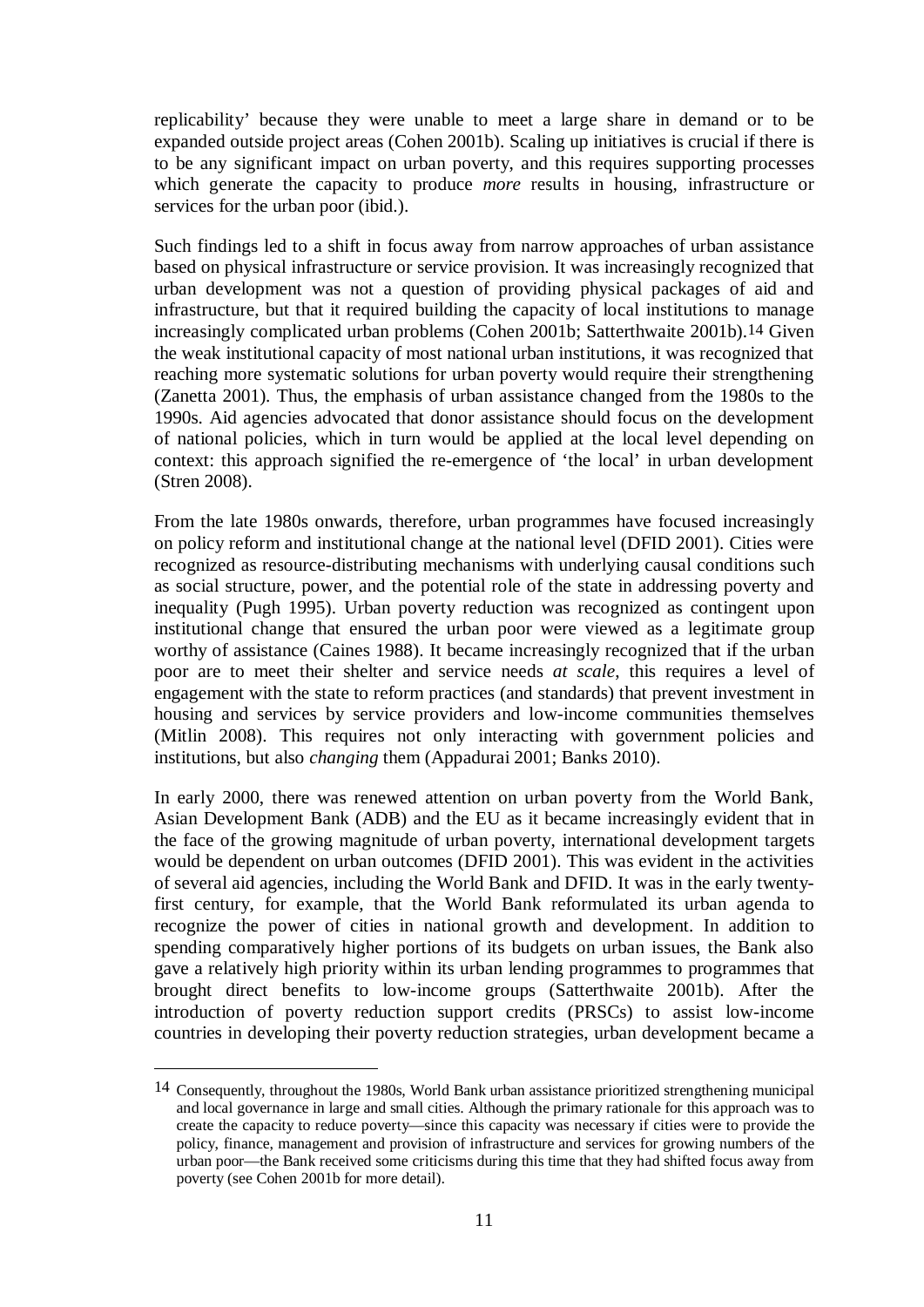replicability' because they were unable to meet a large share in demand or to be expanded outside project areas (Cohen 2001b). Scaling up initiatives is crucial if there is to be any significant impact on urban poverty, and this requires supporting processes which generate the capacity to produce *more* results in housing, infrastructure or services for the urban poor (ibid.).

Such findings led to a shift in focus away from narrow approaches of urban assistance based on physical infrastructure or service provision. It was increasingly recognized that urban development was not a question of providing physical packages of aid and infrastructure, but that it required building the capacity of local institutions to manage increasingly complicated urban problems (Cohen 2001b; Satterthwaite 2001b).[14] Given the weak institutional capacity of most national urban institutions, it was recognized that reaching more systematic solutions for urban poverty would require their strengthening (Zanetta 2001). Thus, the emphasis of urban assistance changed from the 1980s to the 1990s. Aid agencies advocated that donor assistance should focus on the development of national policies, which in turn would be applied at the local level depending on context: this approach signified the re-emergence of 'the local' in urban development (Stren 2008).

From the late 1980s onwards, therefore, urban programmes have focused increasingly on policy reform and institutional change at the national level (DFID 2001). Cities were recognized as resource-distributing mechanisms with underlying causal conditions such as social structure, power, and the potential role of the state in addressing poverty and inequality (Pugh 1995). Urban poverty reduction was recognized as contingent upon institutional change that ensured the urban poor were viewed as a legitimate group worthy of assistance (Caines 1988). It became increasingly recognized that if the urban poor are to meet their shelter and service needs *at scale*, this requires a level of engagement with the state to reform practices (and standards) that prevent investment in housing and services by service providers and low-income communities themselves (Mitlin 2008). This requires not only interacting with government policies and institutions, but also *changing* them (Appadurai 2001; Banks 2010).

In early 2000, there was renewed attention on urban poverty from the World Bank, Asian Development Bank (ADB) and the EU as it became increasingly evident that in the face of the growing magnitude of urban poverty, international development targets would be dependent on urban outcomes (DFID 2001). This was evident in the activities of several aid agencies, including the World Bank and DFID. It was in the early twenty-first century, for example, that the World Bank reformulated its urban agenda to recognize the power of cities in national growth and development. In addition to spending comparatively higher portions of its budgets on urban issues, the Bank also gave a relatively high priority within its urban lending programmes to programmes that brought direct benefits to low-income groups (Satterthwaite 2001b). After the introduction of poverty reduction support credits (PRSCs) to assist low-income countries in developing their poverty reduction strategies, urban development became a

---

[14] Consequently, throughout the 1980s, World Bank urban assistance prioritized strengthening municipal and local governance in large and small cities. Although the primary rationale for this approach was to create the capacity to reduce poverty—since this capacity was necessary if cities were to provide the policy, finance, management and provision of infrastructure and services for growing numbers of the urban poor—the Bank received some criticisms during this time that they had shifted focus away from poverty (see Cohen 2001b for more detail).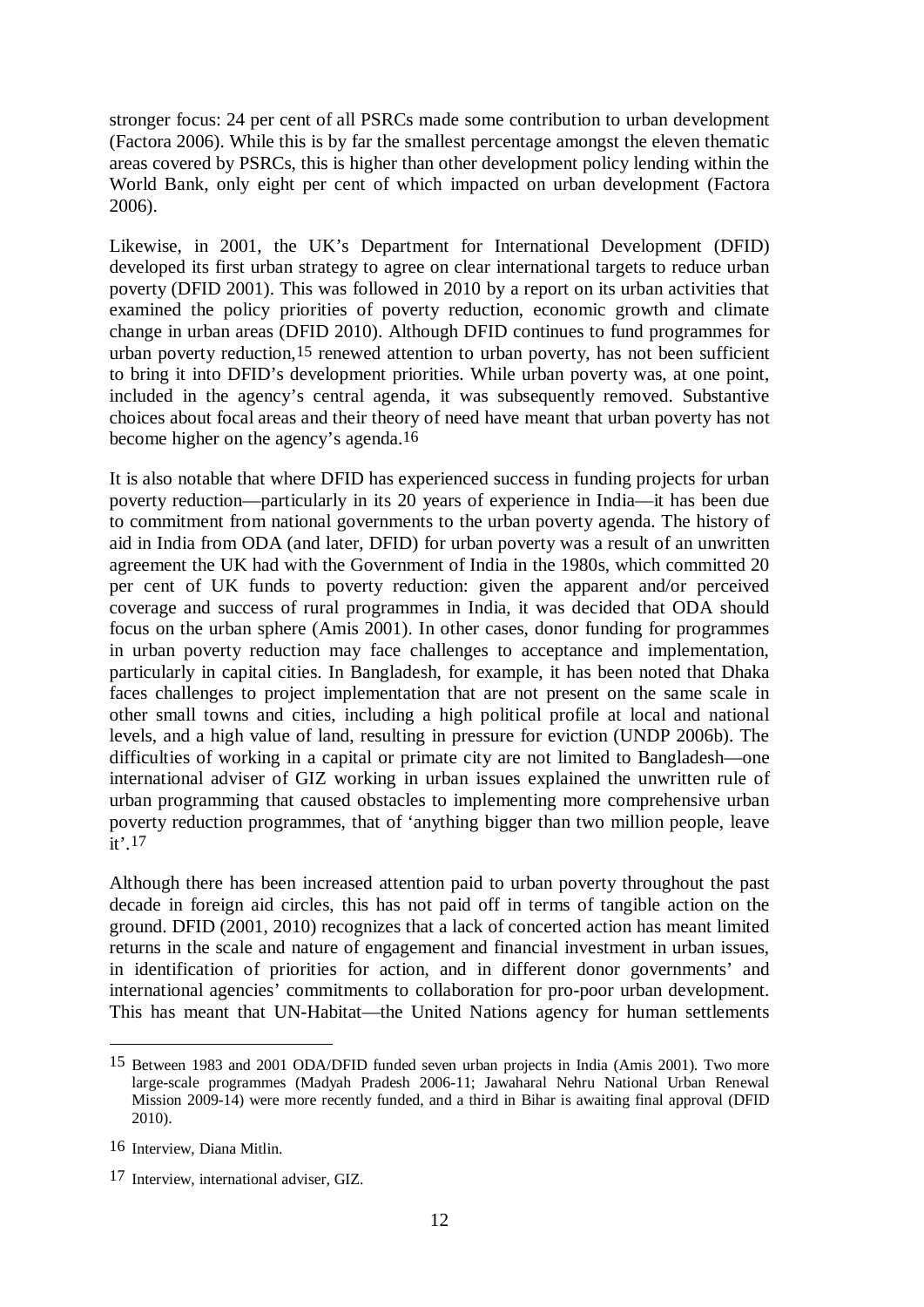stronger focus: 24 per cent of all PSRCs made some contribution to urban development (Factora 2006). While this is by far the smallest percentage amongst the eleven thematic areas covered by PSRCs, this is higher than other development policy lending within the World Bank, only eight per cent of which impacted on urban development (Factora 2006).

Likewise, in 2001, the UK's Department for International Development (DFID) developed its first urban strategy to agree on clear international targets to reduce urban poverty (DFID 2001). This was followed in 2010 by a report on its urban activities that examined the policy priorities of poverty reduction, economic growth and climate change in urban areas (DFID 2010). Although DFID continues to fund programmes for urban poverty reduction,[15] renewed attention to urban poverty, has not been sufficient to bring it into DFID's development priorities. While urban poverty was, at one point, included in the agency's central agenda, it was subsequently removed. Substantive choices about focal areas and their theory of need have meant that urban poverty has not become higher on the agency's agenda.[16]

It is also notable that where DFID has experienced success in funding projects for urban poverty reduction—particularly in its 20 years of experience in India—it has been due to commitment from national governments to the urban poverty agenda. The history of aid in India from ODA (and later, DFID) for urban poverty was a result of an unwritten agreement the UK had with the Government of India in the 1980s, which committed 20 per cent of UK funds to poverty reduction: given the apparent and/or perceived coverage and success of rural programmes in India, it was decided that ODA should focus on the urban sphere (Amis 2001). In other cases, donor funding for programmes in urban poverty reduction may face challenges to acceptance and implementation, particularly in capital cities. In Bangladesh, for example, it has been noted that Dhaka faces challenges to project implementation that are not present on the same scale in other small towns and cities, including a high political profile at local and national levels, and a high value of land, resulting in pressure for eviction (UNDP 2006b). The difficulties of working in a capital or primate city are not limited to Bangladesh—one international adviser of GIZ working in urban issues explained the unwritten rule of urban programming that caused obstacles to implementing more comprehensive urban poverty reduction programmes, that of 'anything bigger than two million people, leave it'.[17]

Although there has been increased attention paid to urban poverty throughout the past decade in foreign aid circles, this has not paid off in terms of tangible action on the ground. DFID (2001, 2010) recognizes that a lack of concerted action has meant limited returns in the scale and nature of engagement and financial investment in urban issues, in identification of priorities for action, and in different donor governments' and international agencies' commitments to collaboration for pro-poor urban development. This has meant that UN-Habitat—the United Nations agency for human settlements

---

[15] Between 1983 and 2001 ODA/DFID funded seven urban projects in India (Amis 2001). Two more large-scale programmes (Madyah Pradesh 2006-11; Jawaharal Nehru National Urban Renewal Mission 2009-14) were more recently funded, and a third in Bihar is awaiting final approval (DFID 2010).

[16] Interview, Diana Mitlin.

[17] Interview, international adviser, GIZ.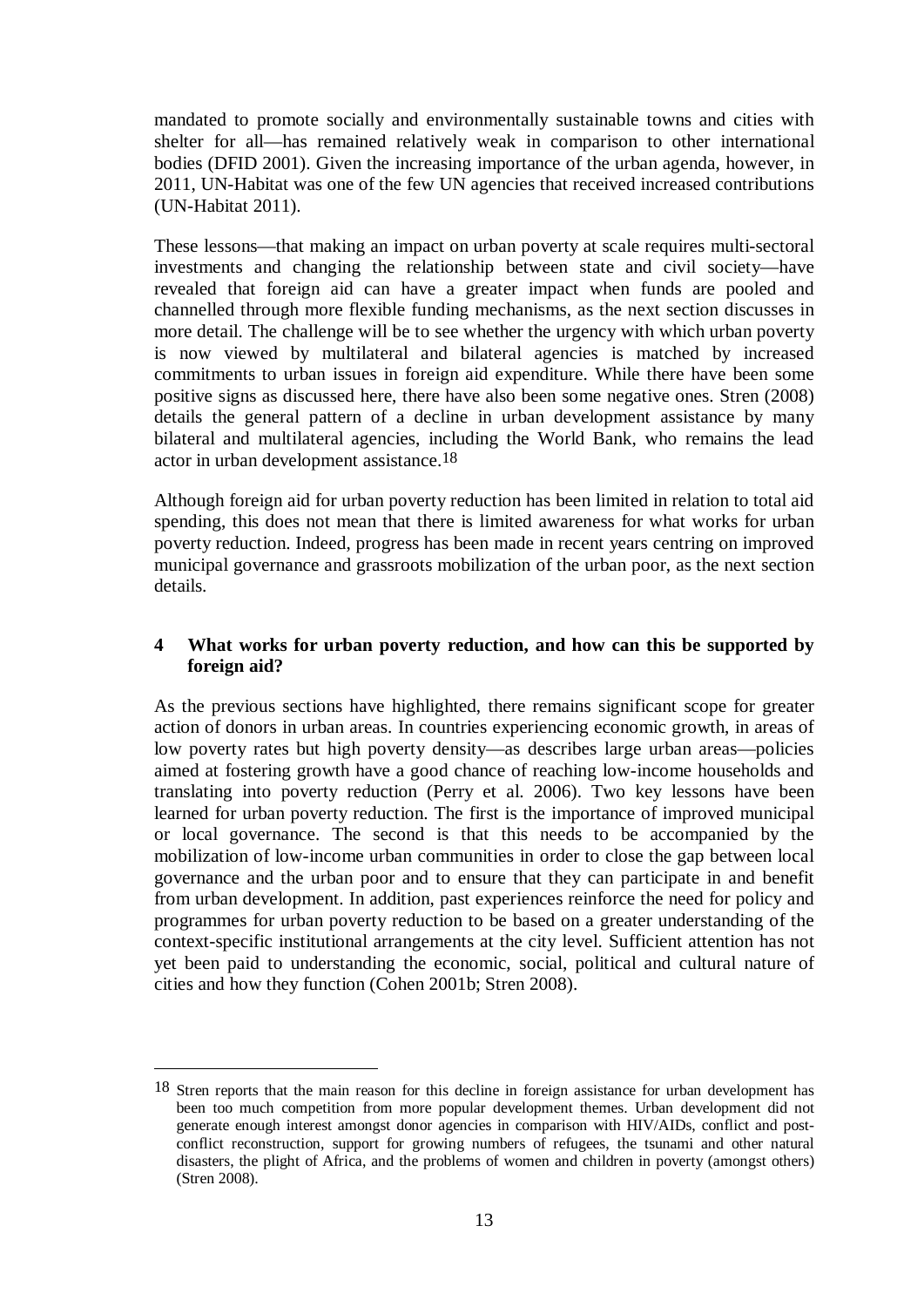mandated to promote socially and environmentally sustainable towns and cities with shelter for all—has remained relatively weak in comparison to other international bodies (DFID 2001). Given the increasing importance of the urban agenda, however, in 2011, UN-Habitat was one of the few UN agencies that received increased contributions (UN-Habitat 2011).

These lessons—that making an impact on urban poverty at scale requires multi-sectoral investments and changing the relationship between state and civil society—have revealed that foreign aid can have a greater impact when funds are pooled and channelled through more flexible funding mechanisms, as the next section discusses in more detail. The challenge will be to see whether the urgency with which urban poverty is now viewed by multilateral and bilateral agencies is matched by increased commitments to urban issues in foreign aid expenditure. While there have been some positive signs as discussed here, there have also been some negative ones. Stren (2008) details the general pattern of a decline in urban development assistance by many bilateral and multilateral agencies, including the World Bank, who remains the lead actor in urban development assistance.[18]

Although foreign aid for urban poverty reduction has been limited in relation to total aid spending, this does not mean that there is limited awareness for what works for urban poverty reduction. Indeed, progress has been made in recent years centring on improved municipal governance and grassroots mobilization of the urban poor, as the next section details.

## 4 What works for urban poverty reduction, and how can this be supported by foreign aid?

As the previous sections have highlighted, there remains significant scope for greater action of donors in urban areas. In countries experiencing economic growth, in areas of low poverty rates but high poverty density—as describes large urban areas—policies aimed at fostering growth have a good chance of reaching low-income households and translating into poverty reduction (Perry et al. 2006). Two key lessons have been learned for urban poverty reduction. The first is the importance of improved municipal or local governance. The second is that this needs to be accompanied by the mobilization of low-income urban communities in order to close the gap between local governance and the urban poor and to ensure that they can participate in and benefit from urban development. In addition, past experiences reinforce the need for policy and programmes for urban poverty reduction to be based on a greater understanding of the context-specific institutional arrangements at the city level. Sufficient attention has not yet been paid to understanding the economic, social, political and cultural nature of cities and how they function (Cohen 2001b; Stren 2008).

---

[18] Stren reports that the main reason for this decline in foreign assistance for urban development has been too much competition from more popular development themes. Urban development did not generate enough interest amongst donor agencies in comparison with HIV/AIDs, conflict and post-conflict reconstruction, support for growing numbers of refugees, the tsunami and other natural disasters, the plight of Africa, and the problems of women and children in poverty (amongst others) (Stren 2008).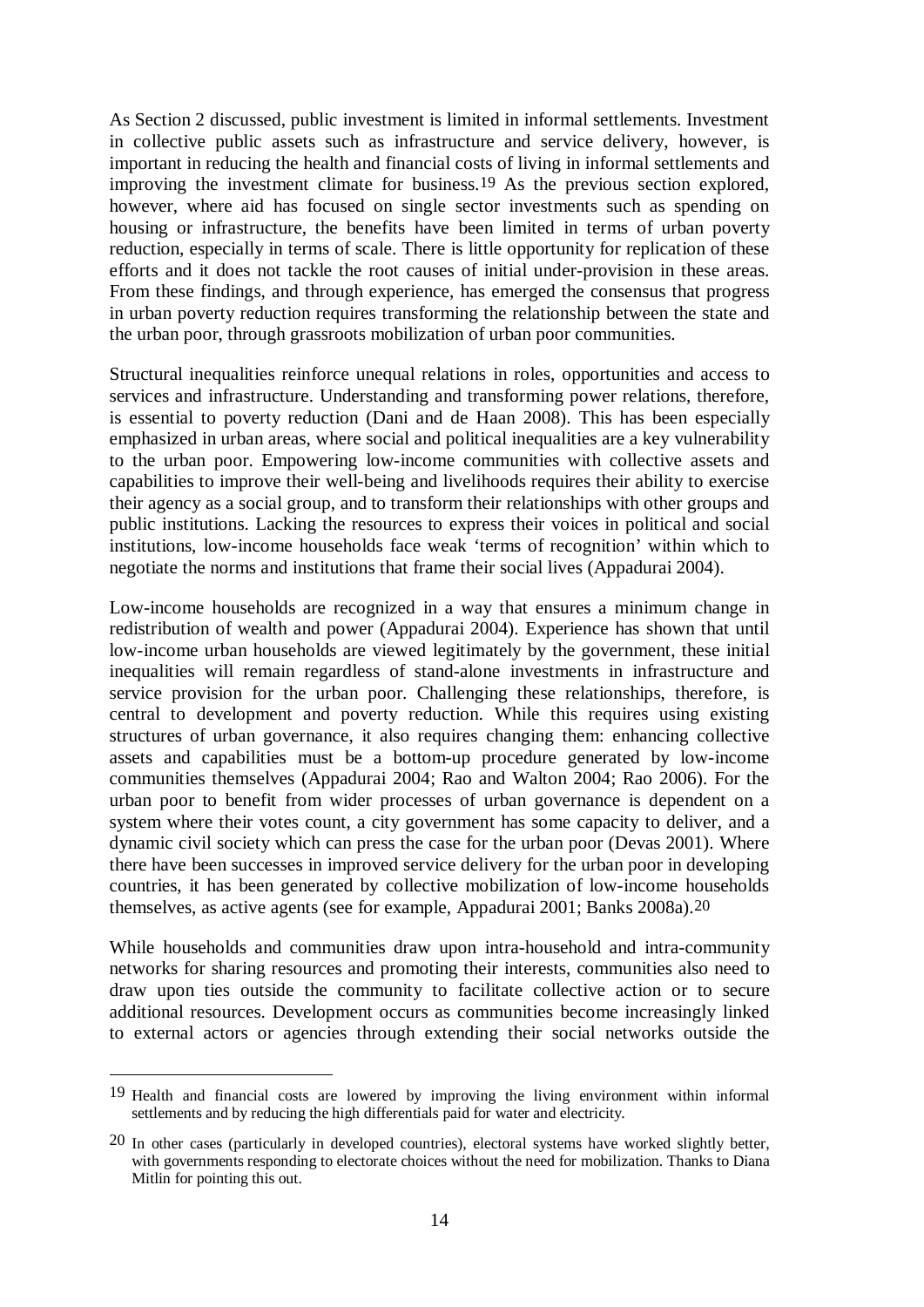As Section 2 discussed, public investment is limited in informal settlements. Investment in collective public assets such as infrastructure and service delivery, however, is important in reducing the health and financial costs of living in informal settlements and improving the investment climate for business.[19] As the previous section explored, however, where aid has focused on single sector investments such as spending on housing or infrastructure, the benefits have been limited in terms of urban poverty reduction, especially in terms of scale. There is little opportunity for replication of these efforts and it does not tackle the root causes of initial under-provision in these areas. From these findings, and through experience, has emerged the consensus that progress in urban poverty reduction requires transforming the relationship between the state and the urban poor, through grassroots mobilization of urban poor communities.

Structural inequalities reinforce unequal relations in roles, opportunities and access to services and infrastructure. Understanding and transforming power relations, therefore, is essential to poverty reduction (Dani and de Haan 2008). This has been especially emphasized in urban areas, where social and political inequalities are a key vulnerability to the urban poor. Empowering low-income communities with collective assets and capabilities to improve their well-being and livelihoods requires their ability to exercise their agency as a social group, and to transform their relationships with other groups and public institutions. Lacking the resources to express their voices in political and social institutions, low-income households face weak 'terms of recognition' within which to negotiate the norms and institutions that frame their social lives (Appadurai 2004).

Low-income households are recognized in a way that ensures a minimum change in redistribution of wealth and power (Appadurai 2004). Experience has shown that until low-income urban households are viewed legitimately by the government, these initial inequalities will remain regardless of stand-alone investments in infrastructure and service provision for the urban poor. Challenging these relationships, therefore, is central to development and poverty reduction. While this requires using existing structures of urban governance, it also requires changing them: enhancing collective assets and capabilities must be a bottom-up procedure generated by low-income communities themselves (Appadurai 2004; Rao and Walton 2004; Rao 2006). For the urban poor to benefit from wider processes of urban governance is dependent on a system where their votes count, a city government has some capacity to deliver, and a dynamic civil society which can press the case for the urban poor (Devas 2001). Where there have been successes in improved service delivery for the urban poor in developing countries, it has been generated by collective mobilization of low-income households themselves, as active agents (see for example, Appadurai 2001; Banks 2008a).[20]

While households and communities draw upon intra-household and intra-community networks for sharing resources and promoting their interests, communities also need to draw upon ties outside the community to facilitate collective action or to secure additional resources. Development occurs as communities become increasingly linked to external actors or agencies through extending their social networks outside the

---

[19] Health and financial costs are lowered by improving the living environment within informal settlements and by reducing the high differentials paid for water and electricity.

[20] In other cases (particularly in developed countries), electoral systems have worked slightly better, with governments responding to electorate choices without the need for mobilization. Thanks to Diana Mitlin for pointing this out.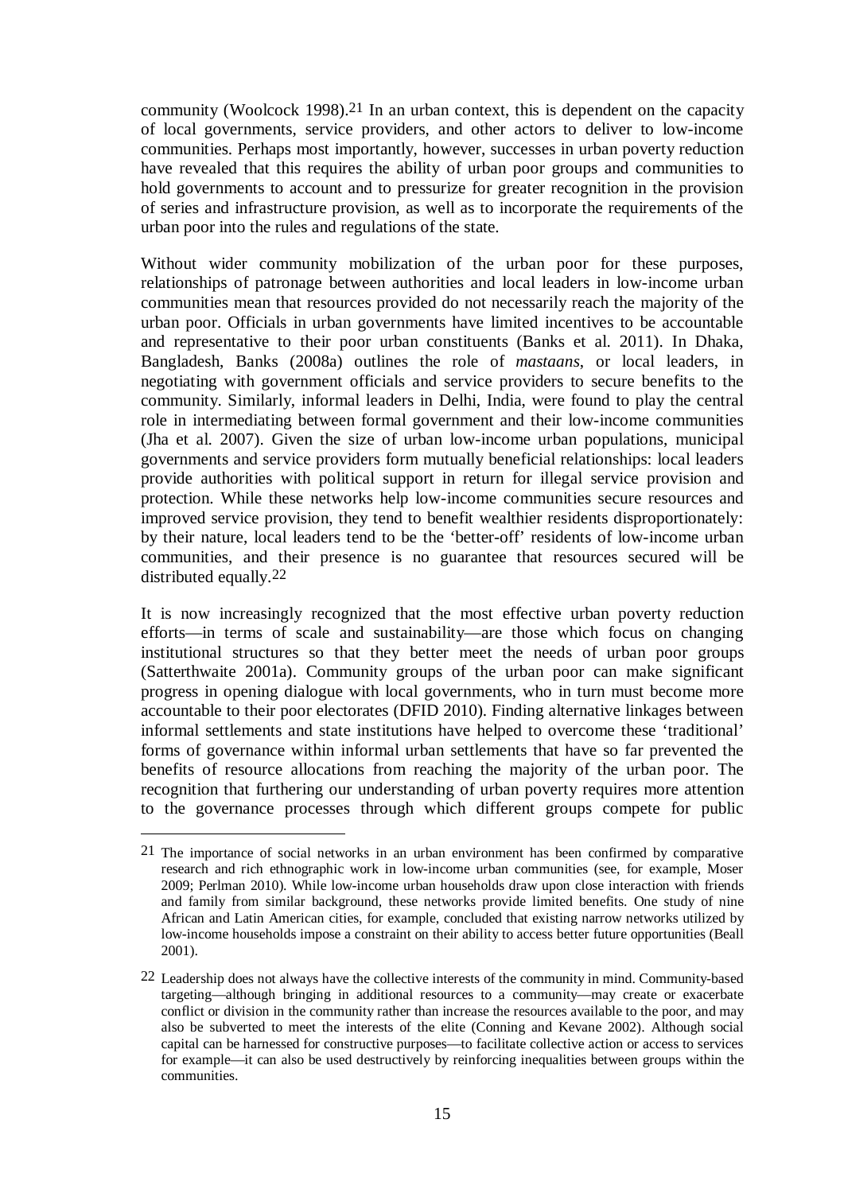community (Woolcock 1998).[21] In an urban context, this is dependent on the capacity of local governments, service providers, and other actors to deliver to low-income communities. Perhaps most importantly, however, successes in urban poverty reduction have revealed that this requires the ability of urban poor groups and communities to hold governments to account and to pressurize for greater recognition in the provision of series and infrastructure provision, as well as to incorporate the requirements of the urban poor into the rules and regulations of the state.

Without wider community mobilization of the urban poor for these purposes, relationships of patronage between authorities and local leaders in low-income urban communities mean that resources provided do not necessarily reach the majority of the urban poor. Officials in urban governments have limited incentives to be accountable and representative to their poor urban constituents (Banks et al. 2011). In Dhaka, Bangladesh, Banks (2008a) outlines the role of *mastaans*, or local leaders, in negotiating with government officials and service providers to secure benefits to the community. Similarly, informal leaders in Delhi, India, were found to play the central role in intermediating between formal government and their low-income communities (Jha et al. 2007). Given the size of urban low-income urban populations, municipal governments and service providers form mutually beneficial relationships: local leaders provide authorities with political support in return for illegal service provision and protection. While these networks help low-income communities secure resources and improved service provision, they tend to benefit wealthier residents disproportionately: by their nature, local leaders tend to be the 'better-off' residents of low-income urban communities, and their presence is no guarantee that resources secured will be distributed equally.[22]

It is now increasingly recognized that the most effective urban poverty reduction efforts—in terms of scale and sustainability—are those which focus on changing institutional structures so that they better meet the needs of urban poor groups (Satterthwaite 2001a). Community groups of the urban poor can make significant progress in opening dialogue with local governments, who in turn must become more accountable to their poor electorates (DFID 2010). Finding alternative linkages between informal settlements and state institutions have helped to overcome these 'traditional' forms of governance within informal urban settlements that have so far prevented the benefits of resource allocations from reaching the majority of the urban poor. The recognition that furthering our understanding of urban poverty requires more attention to the governance processes through which different groups compete for public

---

[21] The importance of social networks in an urban environment has been confirmed by comparative research and rich ethnographic work in low-income urban communities (see, for example, Moser 2009; Perlman 2010). While low-income urban households draw upon close interaction with friends and family from similar background, these networks provide limited benefits. One study of nine African and Latin American cities, for example, concluded that existing narrow networks utilized by low-income households impose a constraint on their ability to access better future opportunities (Beall 2001).

[22] Leadership does not always have the collective interests of the community in mind. Community-based targeting—although bringing in additional resources to a community—may create or exacerbate conflict or division in the community rather than increase the resources available to the poor, and may also be subverted to meet the interests of the elite (Conning and Kevane 2002). Although social capital can be harnessed for constructive purposes—to facilitate collective action or access to services for example—it can also be used destructively by reinforcing inequalities between groups within the communities.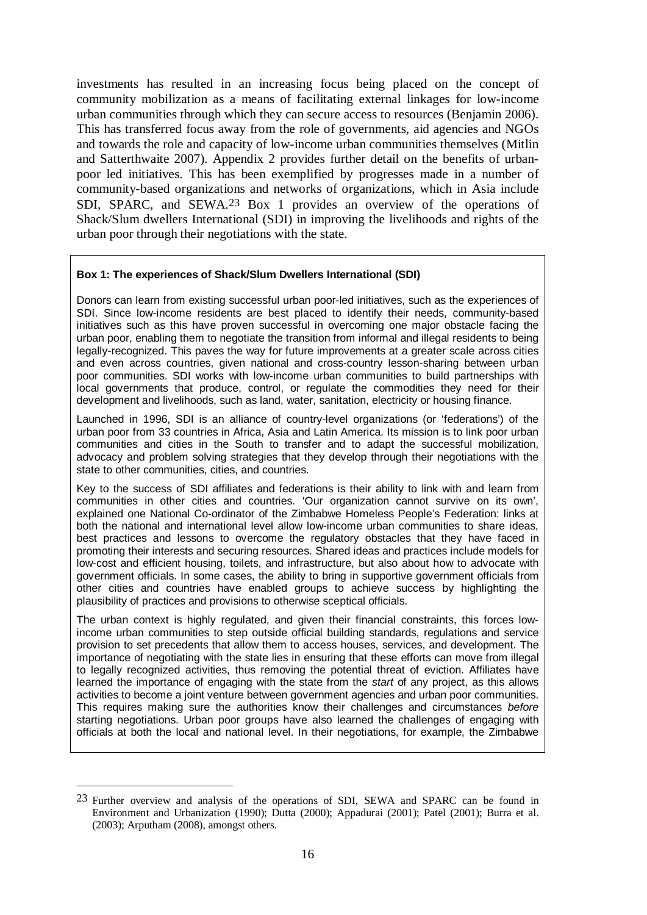investments has resulted in an increasing focus being placed on the concept of community mobilization as a means of facilitating external linkages for low-income urban communities through which they can secure access to resources (Benjamin 2006). This has transferred focus away from the role of governments, aid agencies and NGOs and towards the role and capacity of low-income urban communities themselves (Mitlin and Satterthwaite 2007). Appendix 2 provides further detail on the benefits of urban-poor led initiatives. This has been exemplified by progresses made in a number of community-based organizations and networks of organizations, which in Asia include SDI, SPARC, and SEWA.[23] Box 1 provides an overview of the operations of Shack/Slum dwellers International (SDI) in improving the livelihoods and rights of the urban poor through their negotiations with the state.

**Box 1: The experiences of Shack/Slum Dwellers International (SDI)**

Donors can learn from existing successful urban poor-led initiatives, such as the experiences of SDI. Since low-income residents are best placed to identify their needs, community-based initiatives such as this have proven successful in overcoming one major obstacle facing the urban poor, enabling them to negotiate the transition from informal and illegal residents to being legally-recognized. This paves the way for future improvements at a greater scale across cities and even across countries, given national and cross-country lesson-sharing between urban poor communities. SDI works with low-income urban communities to build partnerships with local governments that produce, control, or regulate the commodities they need for their development and livelihoods, such as land, water, sanitation, electricity or housing finance.

Launched in 1996, SDI is an alliance of country-level organizations (or 'federations') of the urban poor from 33 countries in Africa, Asia and Latin America. Its mission is to link poor urban communities and cities in the South to transfer and to adapt the successful mobilization, advocacy and problem solving strategies that they develop through their negotiations with the state to other communities, cities, and countries.

Key to the success of SDI affiliates and federations is their ability to link with and learn from communities in other cities and countries. 'Our organization cannot survive on its own', explained one National Co-ordinator of the Zimbabwe Homeless People's Federation: links at both the national and international level allow low-income urban communities to share ideas, best practices and lessons to overcome the regulatory obstacles that they have faced in promoting their interests and securing resources. Shared ideas and practices include models for low-cost and efficient housing, toilets, and infrastructure, but also about how to advocate with government officials. In some cases, the ability to bring in supportive government officials from other cities and countries have enabled groups to achieve success by highlighting the plausibility of practices and provisions to otherwise sceptical officials.

The urban context is highly regulated, and given their financial constraints, this forces low-income urban communities to step outside official building standards, regulations and service provision to set precedents that allow them to access houses, services, and development. The importance of negotiating with the state lies in ensuring that these efforts can move from illegal to legally recognized activities, thus removing the potential threat of eviction. Affiliates have learned the importance of engaging with the state from the *start* of any project, as this allows activities to become a joint venture between government agencies and urban poor communities. This requires making sure the authorities know their challenges and circumstances *before* starting negotiations. Urban poor groups have also learned the challenges of engaging with officials at both the local and national level. In their negotiations, for example, the Zimbabwe

[23] Further overview and analysis of the operations of SDI, SEWA and SPARC can be found in Environment and Urbanization (1990); Dutta (2000); Appadurai (2001); Patel (2001); Burra et al. (2003); Arputham (2008), amongst others.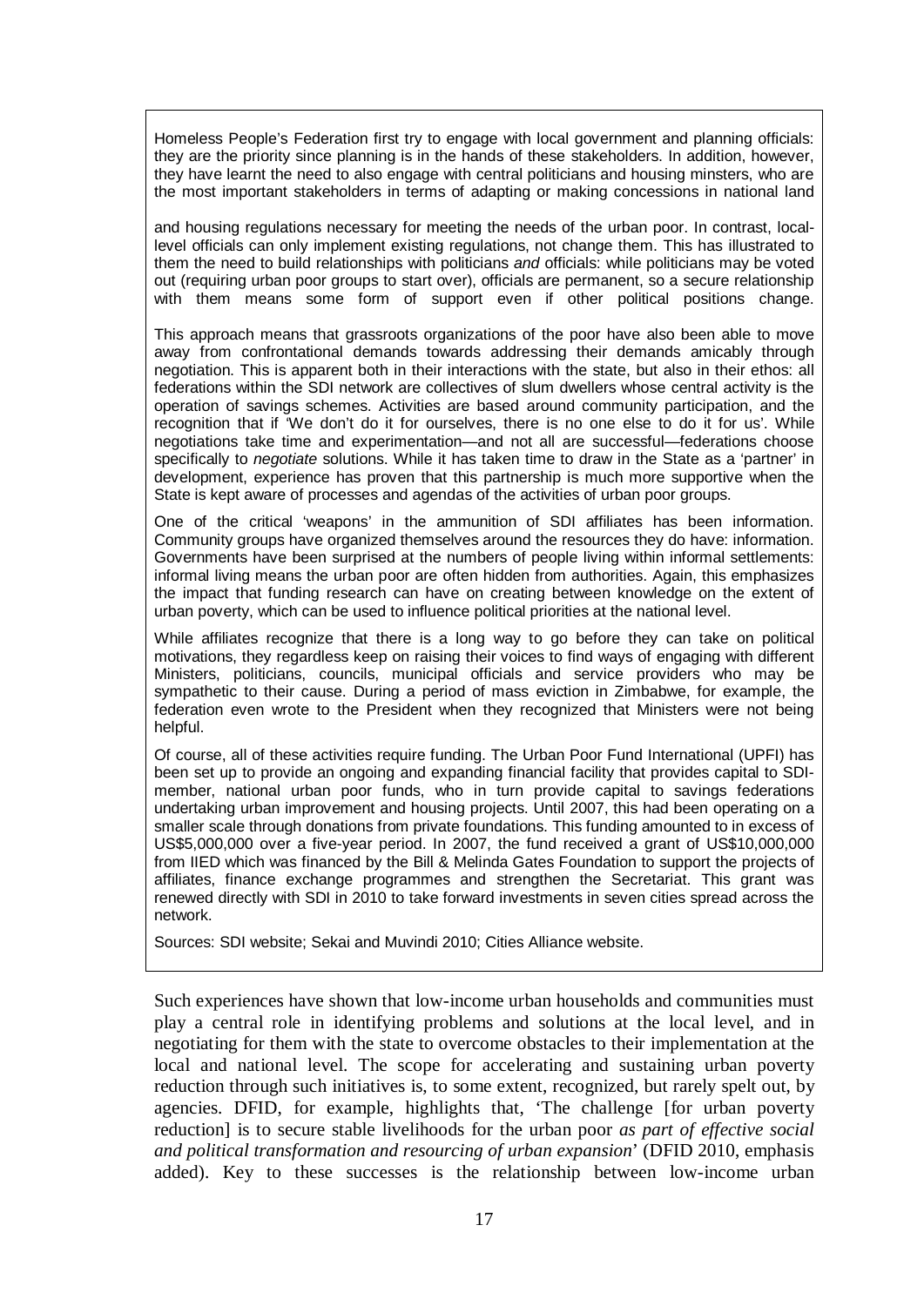Homeless People's Federation first try to engage with local government and planning officials: they are the priority since planning is in the hands of these stakeholders. In addition, however, they have learnt the need to also engage with central politicians and housing minsters, who are the most important stakeholders in terms of adapting or making concessions in national land and housing regulations necessary for meeting the needs of the urban poor. In contrast, local-level officials can only implement existing regulations, not change them. This has illustrated to them the need to build relationships with politicians *and* officials: while politicians may be voted out (requiring urban poor groups to start over), officials are permanent, so a secure relationship with them means some form of support even if other political positions change.

This approach means that grassroots organizations of the poor have also been able to move away from confrontational demands towards addressing their demands amicably through negotiation. This is apparent both in their interactions with the state, but also in their ethos: all federations within the SDI network are collectives of slum dwellers whose central activity is the operation of savings schemes. Activities are based around community participation, and the recognition that if 'We don't do it for ourselves, there is no one else to do it for us'. While negotiations take time and experimentation—and not all are successful—federations choose specifically to *negotiate* solutions. While it has taken time to draw in the State as a 'partner' in development, experience has proven that this partnership is much more supportive when the State is kept aware of processes and agendas of the activities of urban poor groups.

One of the critical 'weapons' in the ammunition of SDI affiliates has been information. Community groups have organized themselves around the resources they do have: information. Governments have been surprised at the numbers of people living within informal settlements: informal living means the urban poor are often hidden from authorities. Again, this emphasizes the impact that funding research can have on creating between knowledge on the extent of urban poverty, which can be used to influence political priorities at the national level.

While affiliates recognize that there is a long way to go before they can take on political motivations, they regardless keep on raising their voices to find ways of engaging with different Ministers, politicians, councils, municipal officials and service providers who may be sympathetic to their cause. During a period of mass eviction in Zimbabwe, for example, the federation even wrote to the President when they recognized that Ministers were not being helpful.

Of course, all of these activities require funding. The Urban Poor Fund International (UPFI) has been set up to provide an ongoing and expanding financial facility that provides capital to SDI-member, national urban poor funds, who in turn provide capital to savings federations undertaking urban improvement and housing projects. Until 2007, this had been operating on a smaller scale through donations from private foundations. This funding amounted to in excess of US$5,000,000 over a five-year period. In 2007, the fund received a grant of US$10,000,000 from IIED which was financed by the Bill & Melinda Gates Foundation to support the projects of affiliates, finance exchange programmes and strengthen the Secretariat. This grant was renewed directly with SDI in 2010 to take forward investments in seven cities spread across the network.

Sources: SDI website; Sekai and Muvindi 2010; Cities Alliance website.

Such experiences have shown that low-income urban households and communities must play a central role in identifying problems and solutions at the local level, and in negotiating for them with the state to overcome obstacles to their implementation at the local and national level. The scope for accelerating and sustaining urban poverty reduction through such initiatives is, to some extent, recognized, but rarely spelt out, by agencies. DFID, for example, highlights that, 'The challenge [for urban poverty reduction] is to secure stable livelihoods for the urban poor *as part of effective social and political transformation and resourcing of urban expansion*' (DFID 2010, emphasis added). Key to these successes is the relationship between low-income urban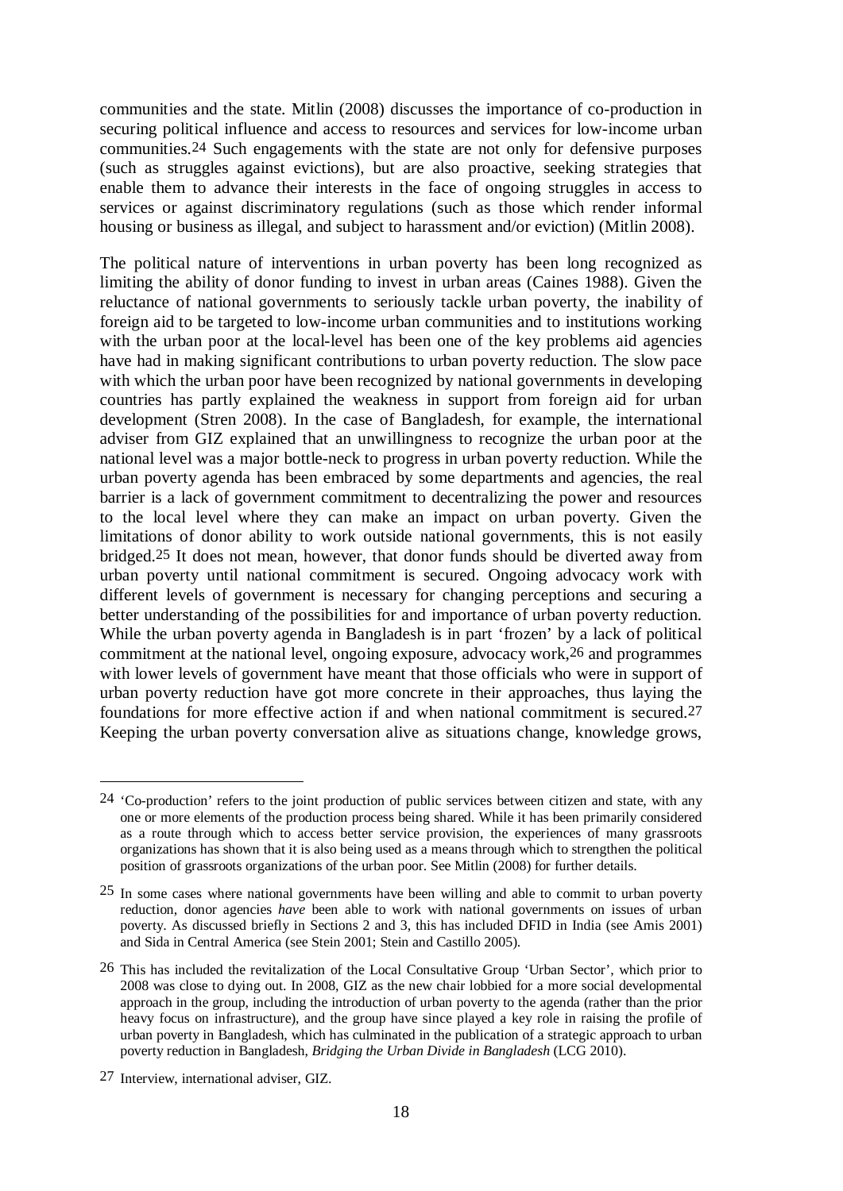communities and the state. Mitlin (2008) discusses the importance of co-production in securing political influence and access to resources and services for low-income urban communities.[24] Such engagements with the state are not only for defensive purposes (such as struggles against evictions), but are also proactive, seeking strategies that enable them to advance their interests in the face of ongoing struggles in access to services or against discriminatory regulations (such as those which render informal housing or business as illegal, and subject to harassment and/or eviction) (Mitlin 2008).

The political nature of interventions in urban poverty has been long recognized as limiting the ability of donor funding to invest in urban areas (Caines 1988). Given the reluctance of national governments to seriously tackle urban poverty, the inability of foreign aid to be targeted to low-income urban communities and to institutions working with the urban poor at the local-level has been one of the key problems aid agencies have had in making significant contributions to urban poverty reduction. The slow pace with which the urban poor have been recognized by national governments in developing countries has partly explained the weakness in support from foreign aid for urban development (Stren 2008). In the case of Bangladesh, for example, the international adviser from GIZ explained that an unwillingness to recognize the urban poor at the national level was a major bottle-neck to progress in urban poverty reduction. While the urban poverty agenda has been embraced by some departments and agencies, the real barrier is a lack of government commitment to decentralizing the power and resources to the local level where they can make an impact on urban poverty. Given the limitations of donor ability to work outside national governments, this is not easily bridged.[25] It does not mean, however, that donor funds should be diverted away from urban poverty until national commitment is secured. Ongoing advocacy work with different levels of government is necessary for changing perceptions and securing a better understanding of the possibilities for and importance of urban poverty reduction. While the urban poverty agenda in Bangladesh is in part 'frozen' by a lack of political commitment at the national level, ongoing exposure, advocacy work,[26] and programmes with lower levels of government have meant that those officials who were in support of urban poverty reduction have got more concrete in their approaches, thus laying the foundations for more effective action if and when national commitment is secured.[27] Keeping the urban poverty conversation alive as situations change, knowledge grows,

---

[24] 'Co-production' refers to the joint production of public services between citizen and state, with any one or more elements of the production process being shared. While it has been primarily considered as a route through which to access better service provision, the experiences of many grassroots organizations has shown that it is also being used as a means through which to strengthen the political position of grassroots organizations of the urban poor. See Mitlin (2008) for further details.

[25] In some cases where national governments have been willing and able to commit to urban poverty reduction, donor agencies *have* been able to work with national governments on issues of urban poverty. As discussed briefly in Sections 2 and 3, this has included DFID in India (see Amis 2001) and Sida in Central America (see Stein 2001; Stein and Castillo 2005).

[26] This has included the revitalization of the Local Consultative Group 'Urban Sector', which prior to 2008 was close to dying out. In 2008, GIZ as the new chair lobbied for a more social developmental approach in the group, including the introduction of urban poverty to the agenda (rather than the prior heavy focus on infrastructure), and the group have since played a key role in raising the profile of urban poverty in Bangladesh, which has culminated in the publication of a strategic approach to urban poverty reduction in Bangladesh, *Bridging the Urban Divide in Bangladesh* (LCG 2010).

[27] Interview, international adviser, GIZ.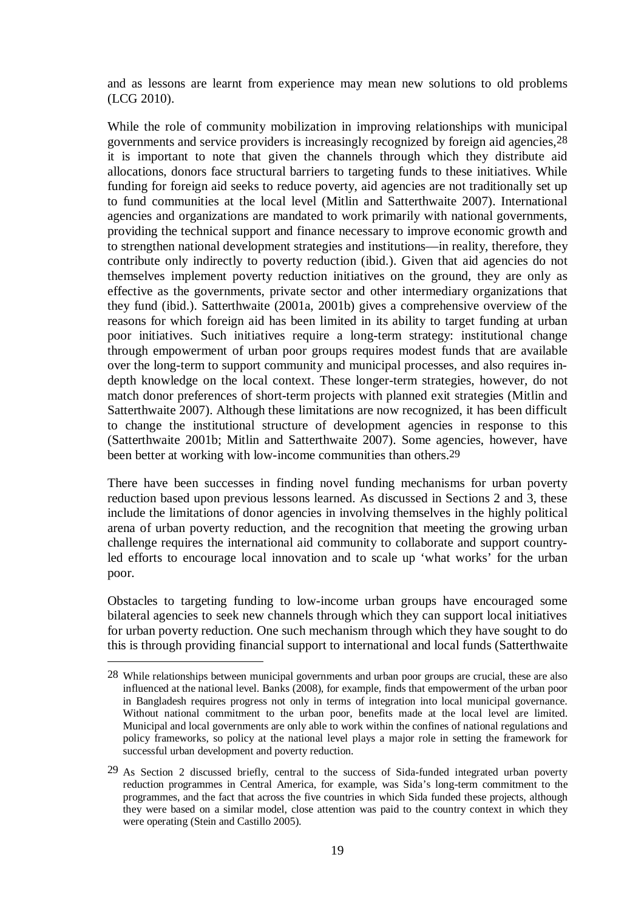and as lessons are learnt from experience may mean new solutions to old problems (LCG 2010).

While the role of community mobilization in improving relationships with municipal governments and service providers is increasingly recognized by foreign aid agencies,[28] it is important to note that given the channels through which they distribute aid allocations, donors face structural barriers to targeting funds to these initiatives. While funding for foreign aid seeks to reduce poverty, aid agencies are not traditionally set up to fund communities at the local level (Mitlin and Satterthwaite 2007). International agencies and organizations are mandated to work primarily with national governments, providing the technical support and finance necessary to improve economic growth and to strengthen national development strategies and institutions—in reality, therefore, they contribute only indirectly to poverty reduction (ibid.). Given that aid agencies do not themselves implement poverty reduction initiatives on the ground, they are only as effective as the governments, private sector and other intermediary organizations that they fund (ibid.). Satterthwaite (2001a, 2001b) gives a comprehensive overview of the reasons for which foreign aid has been limited in its ability to target funding at urban poor initiatives. Such initiatives require a long-term strategy: institutional change through empowerment of urban poor groups requires modest funds that are available over the long-term to support community and municipal processes, and also requires in-depth knowledge on the local context. These longer-term strategies, however, do not match donor preferences of short-term projects with planned exit strategies (Mitlin and Satterthwaite 2007). Although these limitations are now recognized, it has been difficult to change the institutional structure of development agencies in response to this (Satterthwaite 2001b; Mitlin and Satterthwaite 2007). Some agencies, however, have been better at working with low-income communities than others.[29]

There have been successes in finding novel funding mechanisms for urban poverty reduction based upon previous lessons learned. As discussed in Sections 2 and 3, these include the limitations of donor agencies in involving themselves in the highly political arena of urban poverty reduction, and the recognition that meeting the growing urban challenge requires the international aid community to collaborate and support country-led efforts to encourage local innovation and to scale up 'what works' for the urban poor.

Obstacles to targeting funding to low-income urban groups have encouraged some bilateral agencies to seek new channels through which they can support local initiatives for urban poverty reduction. One such mechanism through which they have sought to do this is through providing financial support to international and local funds (Satterthwaite

---

[28] While relationships between municipal governments and urban poor groups are crucial, these are also influenced at the national level. Banks (2008), for example, finds that empowerment of the urban poor in Bangladesh requires progress not only in terms of integration into local municipal governance. Without national commitment to the urban poor, benefits made at the local level are limited. Municipal and local governments are only able to work within the confines of national regulations and policy frameworks, so policy at the national level plays a major role in setting the framework for successful urban development and poverty reduction.

[29] As Section 2 discussed briefly, central to the success of Sida-funded integrated urban poverty reduction programmes in Central America, for example, was Sida's long-term commitment to the programmes, and the fact that across the five countries in which Sida funded these projects, although they were based on a similar model, close attention was paid to the country context in which they were operating (Stein and Castillo 2005).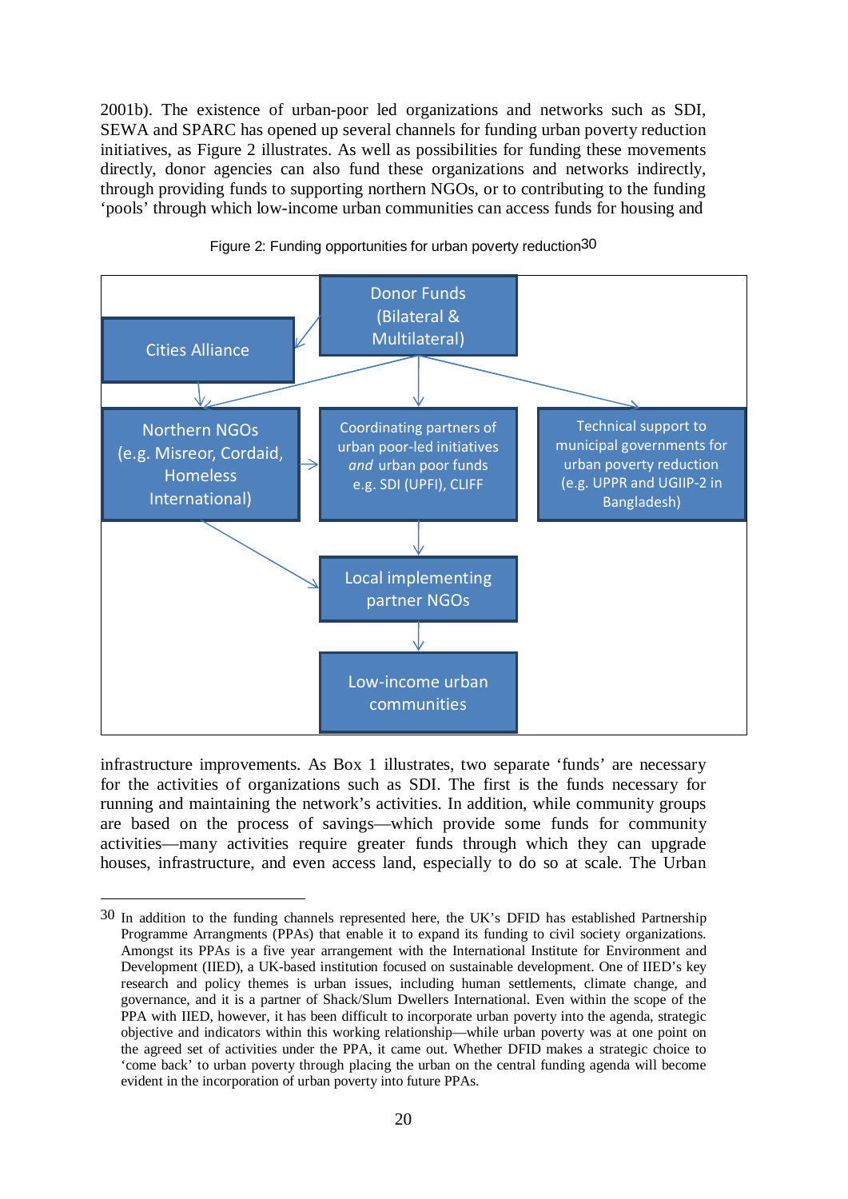2001b). The existence of urban-poor led organizations and networks such as SDI, SEWA and SPARC has opened up several channels for funding urban poverty reduction initiatives, as Figure 2 illustrates. As well as possibilities for funding these movements directly, donor agencies can also fund these organizations and networks indirectly, through providing funds to supporting northern NGOs, or to contributing to the funding 'pools' through which low-income urban communities can access funds for housing and infrastructure improvements. As Box 1 illustrates, two separate 'funds' are necessary for the activities of organizations such as SDI. The first is the funds necessary for running and maintaining the network's activities. In addition, while community groups are based on the process of savings—which provide some funds for community activities—many activities require greater funds through which they can upgrade houses, infrastructure, and even access land, especially to do so at scale. The Urban

Figure 2: Funding opportunities for urban poverty reduction[30]

- Donor Funds (Bilateral & Multilateral)
- Cities Alliance
- Northern NGOs (e.g. Misreor, Cordaid, Homeless International)
- Coordinating partners of urban poor-led initiatives *and* urban poor funds e.g. SDI (UPFI), CLIFF
- Technical support to municipal governments for urban poverty reduction (e.g. UPPR and UGIIP-2 in Bangladesh)
- Local implementing partner NGOs
- Low-income urban communities

---

30 In addition to the funding channels represented here, the UK's DFID has established Partnership Programme Arrangments (PPAs) that enable it to expand its funding to civil society organizations. Amongst its PPAs is a five year arrangement with the International Institute for Environment and Development (IIED), a UK-based institution focused on sustainable development. One of IIED's key research and policy themes is urban issues, including human settlements, climate change, and governance, and it is a partner of Shack/Slum Dwellers International. Even within the scope of the PPA with IIED, however, it has been difficult to incorporate urban poverty into the agenda, strategic objective and indicators within this working relationship—while urban poverty was at one point on the agreed set of activities under the PPA, it came out. Whether DFID makes a strategic choice to 'come back' to urban poverty through placing the urban on the central funding agenda will become evident in the incorporation of urban poverty into future PPAs.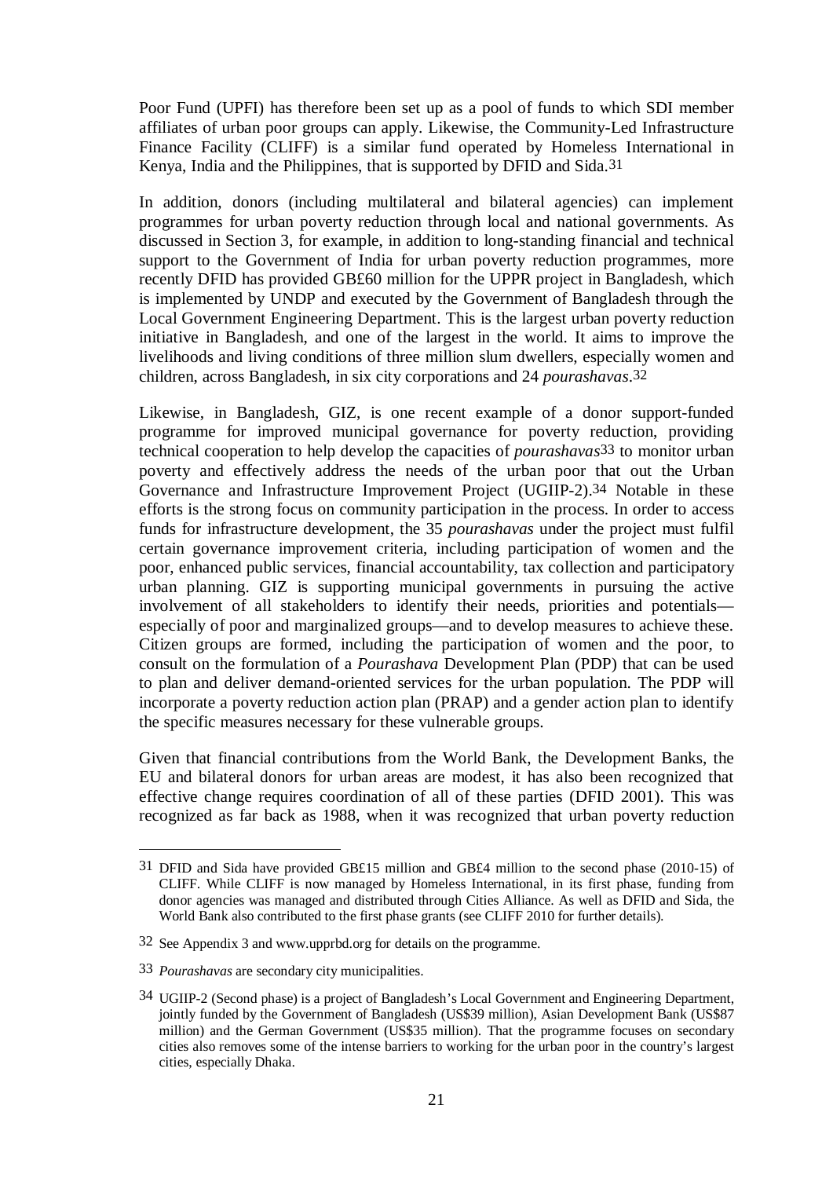Poor Fund (UPFI) has therefore been set up as a pool of funds to which SDI member affiliates of urban poor groups can apply. Likewise, the Community-Led Infrastructure Finance Facility (CLIFF) is a similar fund operated by Homeless International in Kenya, India and the Philippines, that is supported by DFID and Sida.[31]

In addition, donors (including multilateral and bilateral agencies) can implement programmes for urban poverty reduction through local and national governments. As discussed in Section 3, for example, in addition to long-standing financial and technical support to the Government of India for urban poverty reduction programmes, more recently DFID has provided GB£60 million for the UPPR project in Bangladesh, which is implemented by UNDP and executed by the Government of Bangladesh through the Local Government Engineering Department. This is the largest urban poverty reduction initiative in Bangladesh, and one of the largest in the world. It aims to improve the livelihoods and living conditions of three million slum dwellers, especially women and children, across Bangladesh, in six city corporations and 24 *pourashavas*.[32]

Likewise, in Bangladesh, GIZ, is one recent example of a donor support-funded programme for improved municipal governance for poverty reduction, providing technical cooperation to help develop the capacities of *pourashavas*[33] to monitor urban poverty and effectively address the needs of the urban poor that out the Urban Governance and Infrastructure Improvement Project (UGIIP-2).[34] Notable in these efforts is the strong focus on community participation in the process. In order to access funds for infrastructure development, the 35 *pourashavas* under the project must fulfil certain governance improvement criteria, including participation of women and the poor, enhanced public services, financial accountability, tax collection and participatory urban planning. GIZ is supporting municipal governments in pursuing the active involvement of all stakeholders to identify their needs, priorities and potentials—especially of poor and marginalized groups—and to develop measures to achieve these. Citizen groups are formed, including the participation of women and the poor, to consult on the formulation of a *Pourashava* Development Plan (PDP) that can be used to plan and deliver demand-oriented services for the urban population. The PDP will incorporate a poverty reduction action plan (PRAP) and a gender action plan to identify the specific measures necessary for these vulnerable groups.

Given that financial contributions from the World Bank, the Development Banks, the EU and bilateral donors for urban areas are modest, it has also been recognized that effective change requires coordination of all of these parties (DFID 2001). This was recognized as far back as 1988, when it was recognized that urban poverty reduction

---

[31] DFID and Sida have provided GB£15 million and GB£4 million to the second phase (2010-15) of CLIFF. While CLIFF is now managed by Homeless International, in its first phase, funding from donor agencies was managed and distributed through Cities Alliance. As well as DFID and Sida, the World Bank also contributed to the first phase grants (see CLIFF 2010 for further details).

[32] See Appendix 3 and www.upprbd.org for details on the programme.

[33] *Pourashavas* are secondary city municipalities.

[34] UGIIP-2 (Second phase) is a project of Bangladesh's Local Government and Engineering Department, jointly funded by the Government of Bangladesh (US$39 million), Asian Development Bank (US$87 million) and the German Government (US$35 million). That the programme focuses on secondary cities also removes some of the intense barriers to working for the urban poor in the country's largest cities, especially Dhaka.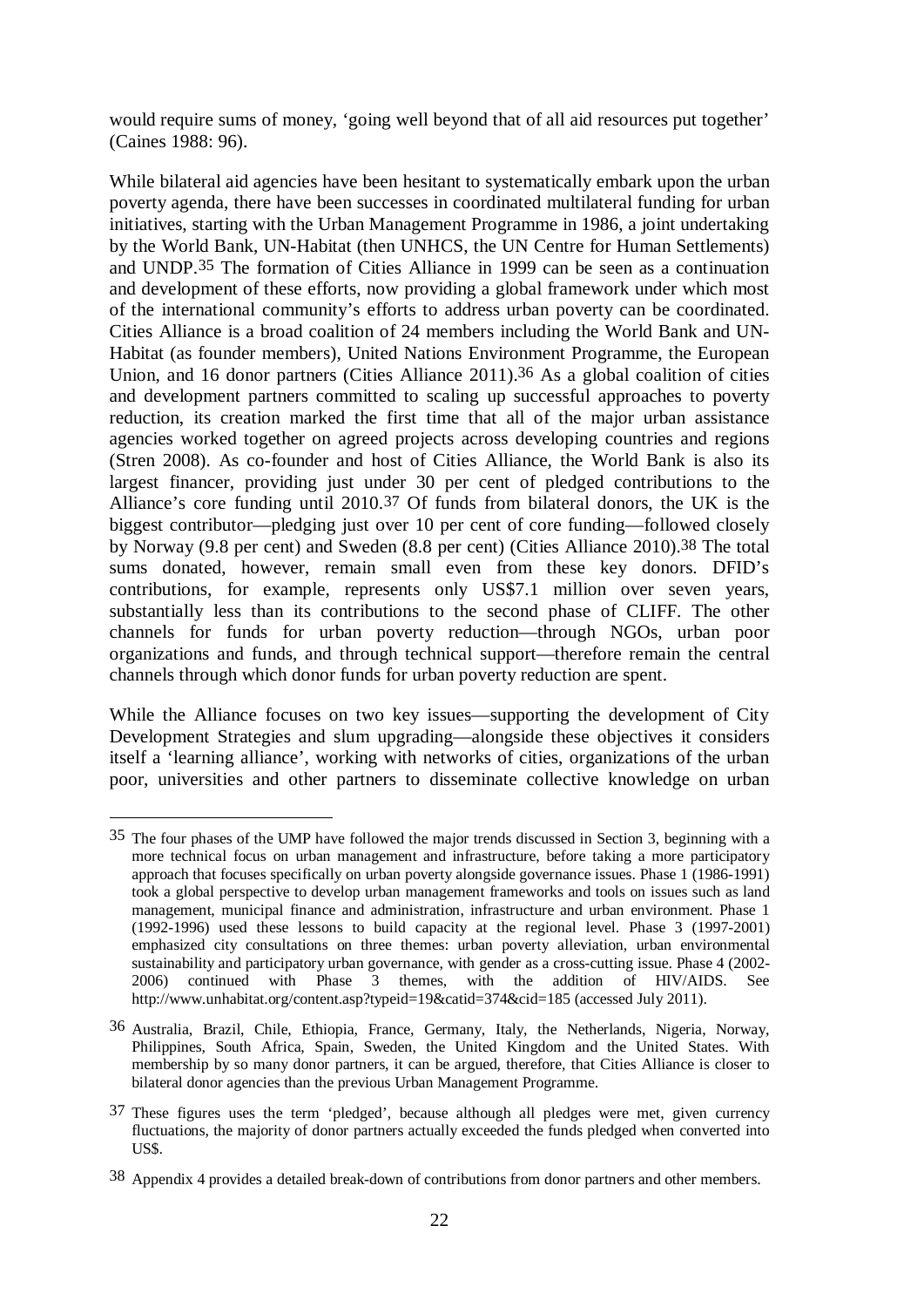would require sums of money, 'going well beyond that of all aid resources put together' (Caines 1988: 96).

While bilateral aid agencies have been hesitant to systematically embark upon the urban poverty agenda, there have been successes in coordinated multilateral funding for urban initiatives, starting with the Urban Management Programme in 1986, a joint undertaking by the World Bank, UN-Habitat (then UNHCS, the UN Centre for Human Settlements) and UNDP.[35] The formation of Cities Alliance in 1999 can be seen as a continuation and development of these efforts, now providing a global framework under which most of the international community's efforts to address urban poverty can be coordinated. Cities Alliance is a broad coalition of 24 members including the World Bank and UN-Habitat (as founder members), United Nations Environment Programme, the European Union, and 16 donor partners (Cities Alliance 2011).[36] As a global coalition of cities and development partners committed to scaling up successful approaches to poverty reduction, its creation marked the first time that all of the major urban assistance agencies worked together on agreed projects across developing countries and regions (Stren 2008). As co-founder and host of Cities Alliance, the World Bank is also its largest financer, providing just under 30 per cent of pledged contributions to the Alliance's core funding until 2010.[37] Of funds from bilateral donors, the UK is the biggest contributor—pledging just over 10 per cent of core funding—followed closely by Norway (9.8 per cent) and Sweden (8.8 per cent) (Cities Alliance 2010).[38] The total sums donated, however, remain small even from these key donors. DFID's contributions, for example, represents only US$7.1 million over seven years, substantially less than its contributions to the second phase of CLIFF. The other channels for funds for urban poverty reduction—through NGOs, urban poor organizations and funds, and through technical support—therefore remain the central channels through which donor funds for urban poverty reduction are spent.

While the Alliance focuses on two key issues—supporting the development of City Development Strategies and slum upgrading—alongside these objectives it considers itself a 'learning alliance', working with networks of cities, organizations of the urban poor, universities and other partners to disseminate collective knowledge on urban

---

[35] The four phases of the UMP have followed the major trends discussed in Section 3, beginning with a more technical focus on urban management and infrastructure, before taking a more participatory approach that focuses specifically on urban poverty alongside governance issues. Phase 1 (1986-1991) took a global perspective to develop urban management frameworks and tools on issues such as land management, municipal finance and administration, infrastructure and urban environment. Phase 1 (1992-1996) used these lessons to build capacity at the regional level. Phase 3 (1997-2001) emphasized city consultations on three themes: urban poverty alleviation, urban environmental sustainability and participatory urban governance, with gender as a cross-cutting issue. Phase 4 (2002-2006) continued with Phase 3 themes, with the addition of HIV/AIDS. See http://www.unhabitat.org/content.asp?typeid=19&catid=374&cid=185 (accessed July 2011).

[36] Australia, Brazil, Chile, Ethiopia, France, Germany, Italy, the Netherlands, Nigeria, Norway, Philippines, South Africa, Spain, Sweden, the United Kingdom and the United States. With membership by so many donor partners, it can be argued, therefore, that Cities Alliance is closer to bilateral donor agencies than the previous Urban Management Programme.

[37] These figures uses the term 'pledged', because although all pledges were met, given currency fluctuations, the majority of donor partners actually exceeded the funds pledged when converted into US$.

[38] Appendix 4 provides a detailed break-down of contributions from donor partners and other members.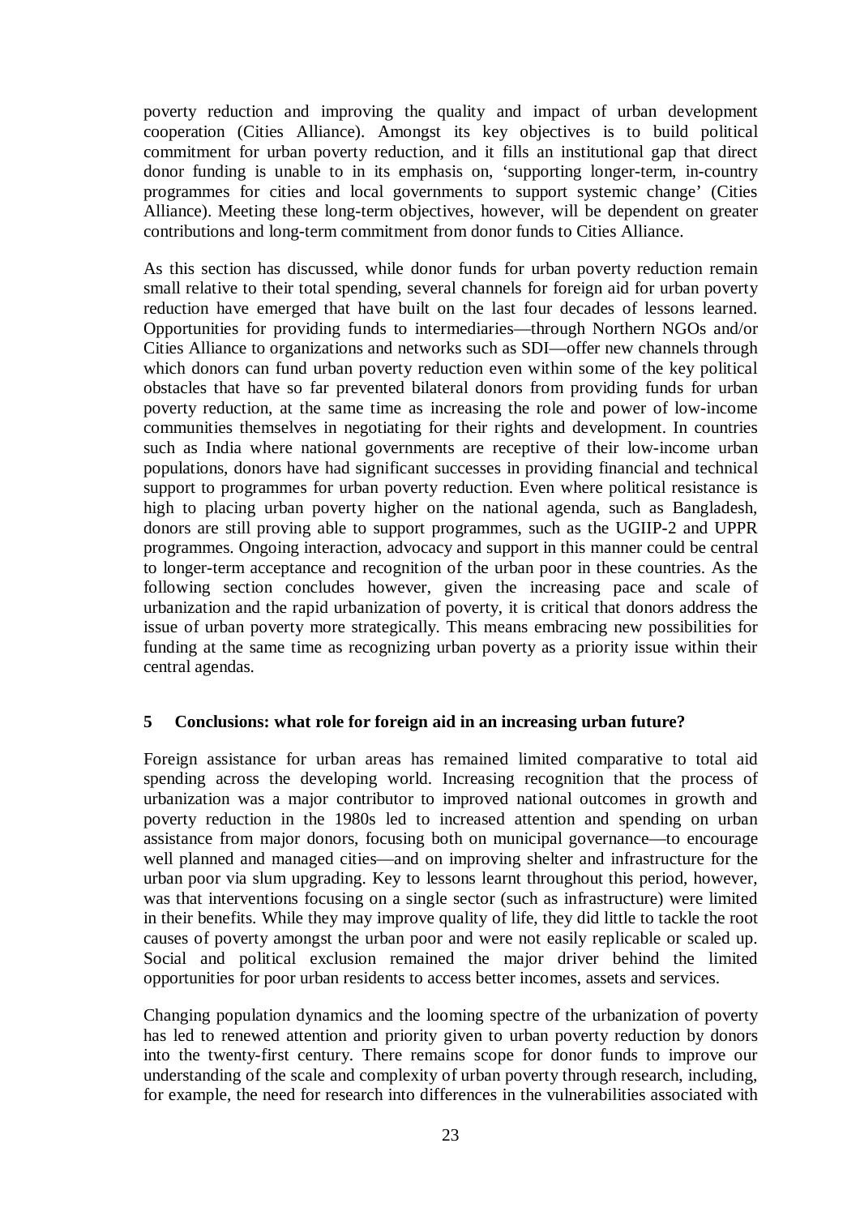poverty reduction and improving the quality and impact of urban development cooperation (Cities Alliance). Amongst its key objectives is to build political commitment for urban poverty reduction, and it fills an institutional gap that direct donor funding is unable to in its emphasis on, 'supporting longer-term, in-country programmes for cities and local governments to support systemic change' (Cities Alliance). Meeting these long-term objectives, however, will be dependent on greater contributions and long-term commitment from donor funds to Cities Alliance.

As this section has discussed, while donor funds for urban poverty reduction remain small relative to their total spending, several channels for foreign aid for urban poverty reduction have emerged that have built on the last four decades of lessons learned. Opportunities for providing funds to intermediaries—through Northern NGOs and/or Cities Alliance to organizations and networks such as SDI—offer new channels through which donors can fund urban poverty reduction even within some of the key political obstacles that have so far prevented bilateral donors from providing funds for urban poverty reduction, at the same time as increasing the role and power of low-income communities themselves in negotiating for their rights and development. In countries such as India where national governments are receptive of their low-income urban populations, donors have had significant successes in providing financial and technical support to programmes for urban poverty reduction. Even where political resistance is high to placing urban poverty higher on the national agenda, such as Bangladesh, donors are still proving able to support programmes, such as the UGIIP-2 and UPPR programmes. Ongoing interaction, advocacy and support in this manner could be central to longer-term acceptance and recognition of the urban poor in these countries. As the following section concludes however, given the increasing pace and scale of urbanization and the rapid urbanization of poverty, it is critical that donors address the issue of urban poverty more strategically. This means embracing new possibilities for funding at the same time as recognizing urban poverty as a priority issue within their central agendas.

## 5 Conclusions: what role for foreign aid in an increasing urban future?

Foreign assistance for urban areas has remained limited comparative to total aid spending across the developing world. Increasing recognition that the process of urbanization was a major contributor to improved national outcomes in growth and poverty reduction in the 1980s led to increased attention and spending on urban assistance from major donors, focusing both on municipal governance—to encourage well planned and managed cities—and on improving shelter and infrastructure for the urban poor via slum upgrading. Key to lessons learnt throughout this period, however, was that interventions focusing on a single sector (such as infrastructure) were limited in their benefits. While they may improve quality of life, they did little to tackle the root causes of poverty amongst the urban poor and were not easily replicable or scaled up. Social and political exclusion remained the major driver behind the limited opportunities for poor urban residents to access better incomes, assets and services.

Changing population dynamics and the looming spectre of the urbanization of poverty has led to renewed attention and priority given to urban poverty reduction by donors into the twenty-first century. There remains scope for donor funds to improve our understanding of the scale and complexity of urban poverty through research, including, for example, the need for research into differences in the vulnerabilities associated with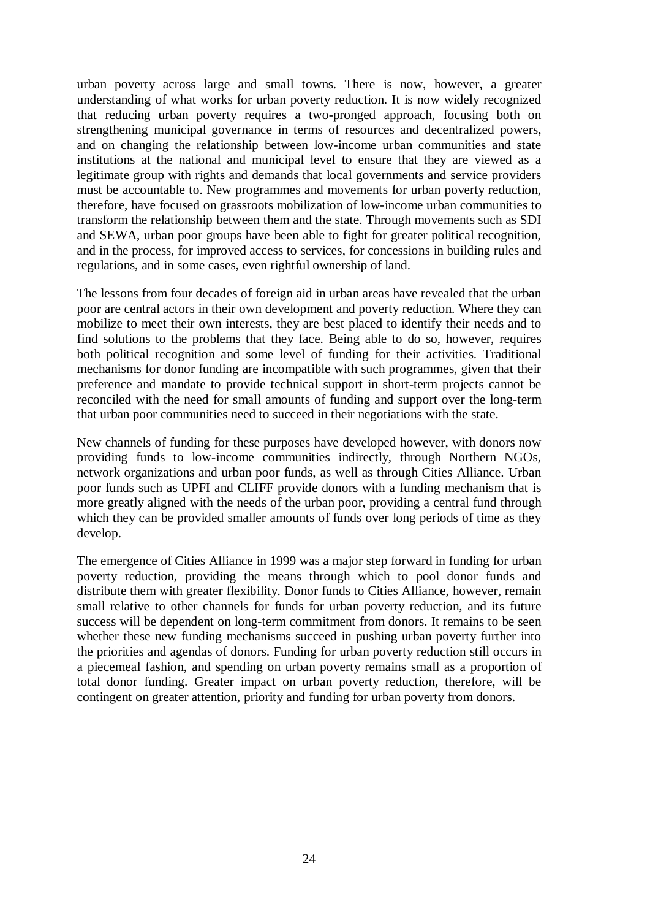urban poverty across large and small towns. There is now, however, a greater understanding of what works for urban poverty reduction. It is now widely recognized that reducing urban poverty requires a two-pronged approach, focusing both on strengthening municipal governance in terms of resources and decentralized powers, and on changing the relationship between low-income urban communities and state institutions at the national and municipal level to ensure that they are viewed as a legitimate group with rights and demands that local governments and service providers must be accountable to. New programmes and movements for urban poverty reduction, therefore, have focused on grassroots mobilization of low-income urban communities to transform the relationship between them and the state. Through movements such as SDI and SEWA, urban poor groups have been able to fight for greater political recognition, and in the process, for improved access to services, for concessions in building rules and regulations, and in some cases, even rightful ownership of land.

The lessons from four decades of foreign aid in urban areas have revealed that the urban poor are central actors in their own development and poverty reduction. Where they can mobilize to meet their own interests, they are best placed to identify their needs and to find solutions to the problems that they face. Being able to do so, however, requires both political recognition and some level of funding for their activities. Traditional mechanisms for donor funding are incompatible with such programmes, given that their preference and mandate to provide technical support in short-term projects cannot be reconciled with the need for small amounts of funding and support over the long-term that urban poor communities need to succeed in their negotiations with the state.

New channels of funding for these purposes have developed however, with donors now providing funds to low-income communities indirectly, through Northern NGOs, network organizations and urban poor funds, as well as through Cities Alliance. Urban poor funds such as UPFI and CLIFF provide donors with a funding mechanism that is more greatly aligned with the needs of the urban poor, providing a central fund through which they can be provided smaller amounts of funds over long periods of time as they develop.

The emergence of Cities Alliance in 1999 was a major step forward in funding for urban poverty reduction, providing the means through which to pool donor funds and distribute them with greater flexibility. Donor funds to Cities Alliance, however, remain small relative to other channels for funds for urban poverty reduction, and its future success will be dependent on long-term commitment from donors. It remains to be seen whether these new funding mechanisms succeed in pushing urban poverty further into the priorities and agendas of donors. Funding for urban poverty reduction still occurs in a piecemeal fashion, and spending on urban poverty remains small as a proportion of total donor funding. Greater impact on urban poverty reduction, therefore, will be contingent on greater attention, priority and funding for urban poverty from donors.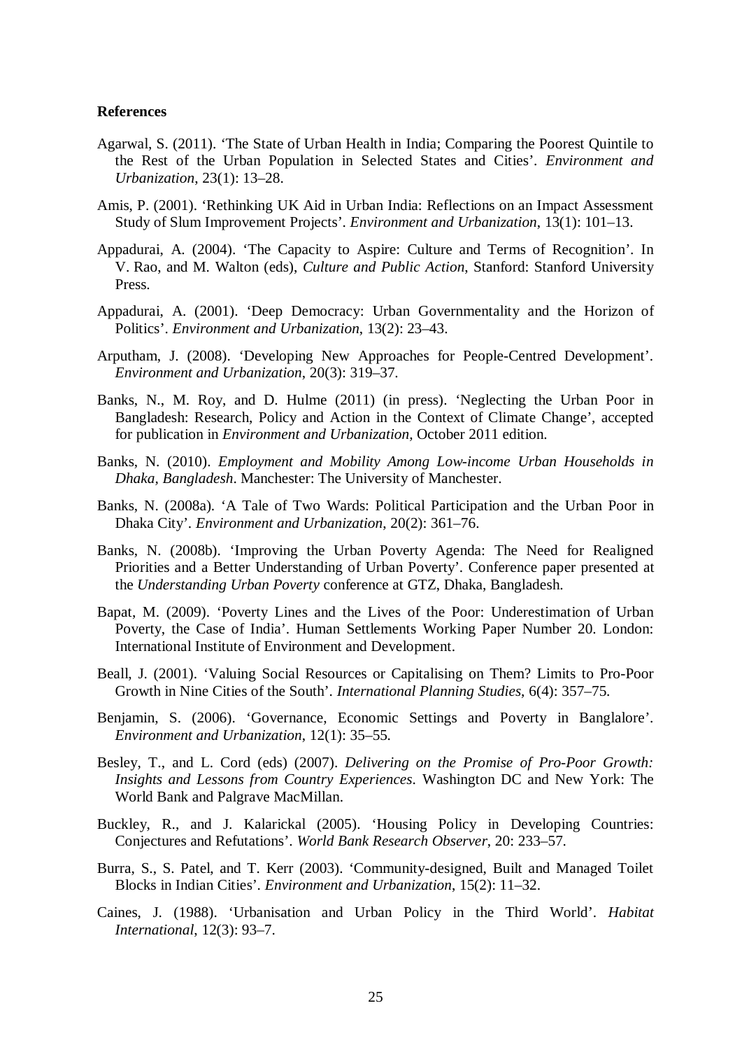**References**

Agarwal, S. (2011). 'The State of Urban Health in India; Comparing the Poorest Quintile to the Rest of the Urban Population in Selected States and Cities'. *Environment and Urbanization*, 23(1): 13–28.

Amis, P. (2001). 'Rethinking UK Aid in Urban India: Reflections on an Impact Assessment Study of Slum Improvement Projects'. *Environment and Urbanization*, 13(1): 101–13.

Appadurai, A. (2004). 'The Capacity to Aspire: Culture and Terms of Recognition'. In V. Rao, and M. Walton (eds), *Culture and Public Action*, Stanford: Stanford University Press.

Appadurai, A. (2001). 'Deep Democracy: Urban Governmentality and the Horizon of Politics'. *Environment and Urbanization*, 13(2): 23–43.

Arputham, J. (2008). 'Developing New Approaches for People-Centred Development'. *Environment and Urbanization*, 20(3): 319–37.

Banks, N., M. Roy, and D. Hulme (2011) (in press). 'Neglecting the Urban Poor in Bangladesh: Research, Policy and Action in the Context of Climate Change', accepted for publication in *Environment and Urbanization*, October 2011 edition.

Banks, N. (2010). *Employment and Mobility Among Low-income Urban Households in Dhaka, Bangladesh*. Manchester: The University of Manchester.

Banks, N. (2008a). 'A Tale of Two Wards: Political Participation and the Urban Poor in Dhaka City'. *Environment and Urbanization*, 20(2): 361–76.

Banks, N. (2008b). 'Improving the Urban Poverty Agenda: The Need for Realigned Priorities and a Better Understanding of Urban Poverty'. Conference paper presented at the *Understanding Urban Poverty* conference at GTZ, Dhaka, Bangladesh.

Bapat, M. (2009). 'Poverty Lines and the Lives of the Poor: Underestimation of Urban Poverty, the Case of India'. Human Settlements Working Paper Number 20. London: International Institute of Environment and Development.

Beall, J. (2001). 'Valuing Social Resources or Capitalising on Them? Limits to Pro-Poor Growth in Nine Cities of the South'. *International Planning Studies*, 6(4): 357–75.

Benjamin, S. (2006). 'Governance, Economic Settings and Poverty in Banglalore'. *Environment and Urbanization*, 12(1): 35–55.

Besley, T., and L. Cord (eds) (2007). *Delivering on the Promise of Pro-Poor Growth: Insights and Lessons from Country Experiences*. Washington DC and New York: The World Bank and Palgrave MacMillan.

Buckley, R., and J. Kalarickal (2005). 'Housing Policy in Developing Countries: Conjectures and Refutations'. *World Bank Research Observer*, 20: 233–57.

Burra, S., S. Patel, and T. Kerr (2003). 'Community-designed, Built and Managed Toilet Blocks in Indian Cities'. *Environment and Urbanization*, 15(2): 11–32.

Caines, J. (1988). 'Urbanisation and Urban Policy in the Third World'. *Habitat International*, 12(3): 93–7.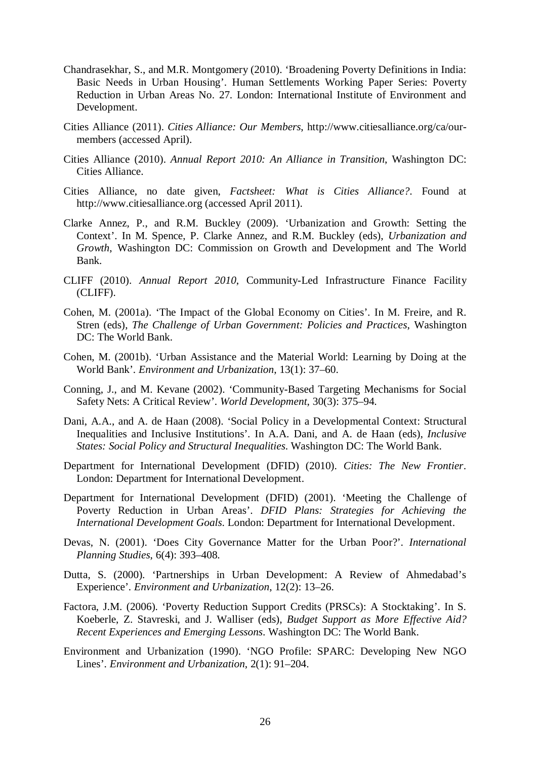Chandrasekhar, S., and M.R. Montgomery (2010). 'Broadening Poverty Definitions in India: Basic Needs in Urban Housing'. Human Settlements Working Paper Series: Poverty Reduction in Urban Areas No. 27. London: International Institute of Environment and Development.

Cities Alliance (2011). *Cities Alliance: Our Members*, http://www.citiesalliance.org/ca/our-members (accessed April).

Cities Alliance (2010). *Annual Report 2010: An Alliance in Transition*, Washington DC: Cities Alliance.

Cities Alliance, no date given, *Factsheet: What is Cities Alliance?*. Found at http://www.citiesalliance.org (accessed April 2011).

Clarke Annez, P., and R.M. Buckley (2009). 'Urbanization and Growth: Setting the Context'. In M. Spence, P. Clarke Annez, and R.M. Buckley (eds), *Urbanization and Growth*, Washington DC: Commission on Growth and Development and The World Bank.

CLIFF (2010). *Annual Report 2010*, Community-Led Infrastructure Finance Facility (CLIFF).

Cohen, M. (2001a). 'The Impact of the Global Economy on Cities'. In M. Freire, and R. Stren (eds), *The Challenge of Urban Government: Policies and Practices*, Washington DC: The World Bank.

Cohen, M. (2001b). 'Urban Assistance and the Material World: Learning by Doing at the World Bank'. *Environment and Urbanization*, 13(1): 37–60.

Conning, J., and M. Kevane (2002). 'Community-Based Targeting Mechanisms for Social Safety Nets: A Critical Review'. *World Development*, 30(3): 375–94.

Dani, A.A., and A. de Haan (2008). 'Social Policy in a Developmental Context: Structural Inequalities and Inclusive Institutions'. In A.A. Dani, and A. de Haan (eds), *Inclusive States: Social Policy and Structural Inequalities*. Washington DC: The World Bank.

Department for International Development (DFID) (2010). *Cities: The New Frontier*. London: Department for International Development.

Department for International Development (DFID) (2001). 'Meeting the Challenge of Poverty Reduction in Urban Areas'. *DFID Plans: Strategies for Achieving the International Development Goals*. London: Department for International Development.

Devas, N. (2001). 'Does City Governance Matter for the Urban Poor?'. *International Planning Studies*, 6(4): 393–408.

Dutta, S. (2000). 'Partnerships in Urban Development: A Review of Ahmedabad's Experience'. *Environment and Urbanization*, 12(2): 13–26.

Factora, J.M. (2006). 'Poverty Reduction Support Credits (PRSCs): A Stocktaking'. In S. Koeberle, Z. Stavreski, and J. Walliser (eds), *Budget Support as More Effective Aid? Recent Experiences and Emerging Lessons*. Washington DC: The World Bank.

Environment and Urbanization (1990). 'NGO Profile: SPARC: Developing New NGO Lines'. *Environment and Urbanization*, 2(1): 91–204.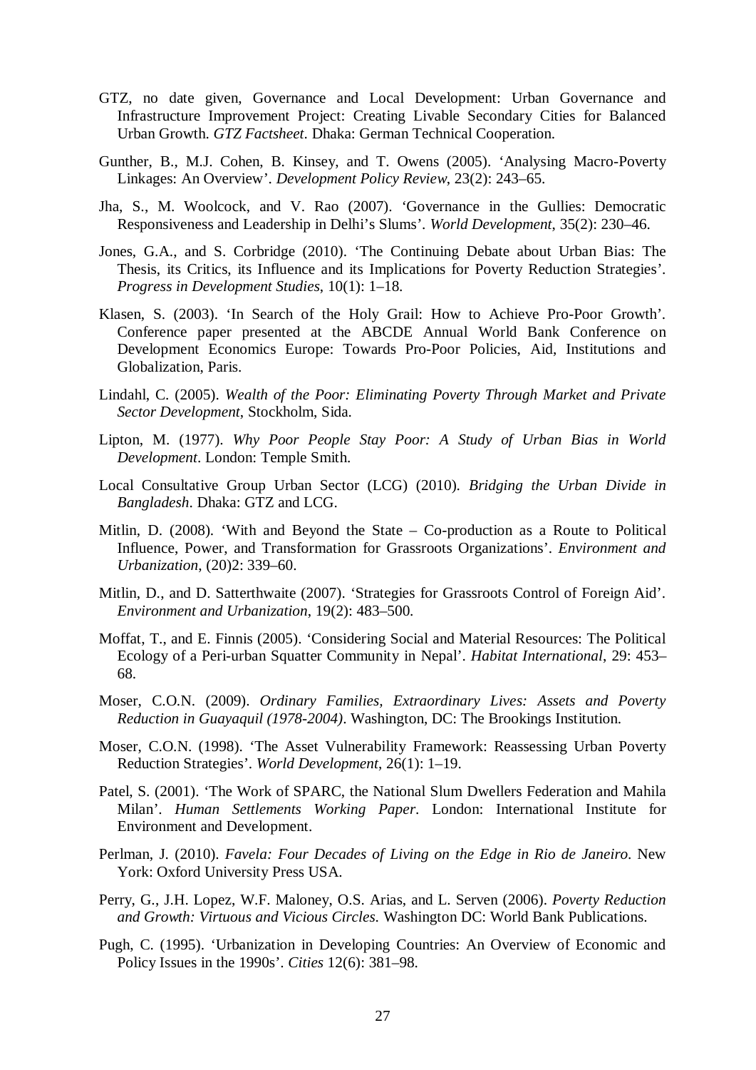GTZ, no date given, Governance and Local Development: Urban Governance and Infrastructure Improvement Project: Creating Livable Secondary Cities for Balanced Urban Growth. *GTZ Factsheet*. Dhaka: German Technical Cooperation.

Gunther, B., M.J. Cohen, B. Kinsey, and T. Owens (2005). 'Analysing Macro-Poverty Linkages: An Overview'. *Development Policy Review*, 23(2): 243–65.

Jha, S., M. Woolcock, and V. Rao (2007). 'Governance in the Gullies: Democratic Responsiveness and Leadership in Delhi's Slums'. *World Development*, 35(2): 230–46.

Jones, G.A., and S. Corbridge (2010). 'The Continuing Debate about Urban Bias: The Thesis, its Critics, its Influence and its Implications for Poverty Reduction Strategies'. *Progress in Development Studies*, 10(1): 1–18.

Klasen, S. (2003). 'In Search of the Holy Grail: How to Achieve Pro-Poor Growth'. Conference paper presented at the ABCDE Annual World Bank Conference on Development Economics Europe: Towards Pro-Poor Policies, Aid, Institutions and Globalization, Paris.

Lindahl, C. (2005). *Wealth of the Poor: Eliminating Poverty Through Market and Private Sector Development*, Stockholm, Sida.

Lipton, M. (1977). *Why Poor People Stay Poor: A Study of Urban Bias in World Development*. London: Temple Smith.

Local Consultative Group Urban Sector (LCG) (2010). *Bridging the Urban Divide in Bangladesh*. Dhaka: GTZ and LCG.

Mitlin, D. (2008). 'With and Beyond the State – Co-production as a Route to Political Influence, Power, and Transformation for Grassroots Organizations'. *Environment and Urbanization*, (20)2: 339–60.

Mitlin, D., and D. Satterthwaite (2007). 'Strategies for Grassroots Control of Foreign Aid'. *Environment and Urbanization*, 19(2): 483–500.

Moffat, T., and E. Finnis (2005). 'Considering Social and Material Resources: The Political Ecology of a Peri-urban Squatter Community in Nepal'. *Habitat International*, 29: 453–68.

Moser, C.O.N. (2009). *Ordinary Families, Extraordinary Lives: Assets and Poverty Reduction in Guayaquil (1978-2004)*. Washington, DC: The Brookings Institution.

Moser, C.O.N. (1998). 'The Asset Vulnerability Framework: Reassessing Urban Poverty Reduction Strategies'. *World Development*, 26(1): 1–19.

Patel, S. (2001). 'The Work of SPARC, the National Slum Dwellers Federation and Mahila Milan'. *Human Settlements Working Paper*. London: International Institute for Environment and Development.

Perlman, J. (2010). *Favela: Four Decades of Living on the Edge in Rio de Janeiro*. New York: Oxford University Press USA.

Perry, G., J.H. Lopez, W.F. Maloney, O.S. Arias, and L. Serven (2006). *Poverty Reduction and Growth: Virtuous and Vicious Circles*. Washington DC: World Bank Publications.

Pugh, C. (1995). 'Urbanization in Developing Countries: An Overview of Economic and Policy Issues in the 1990s'. *Cities* 12(6): 381–98.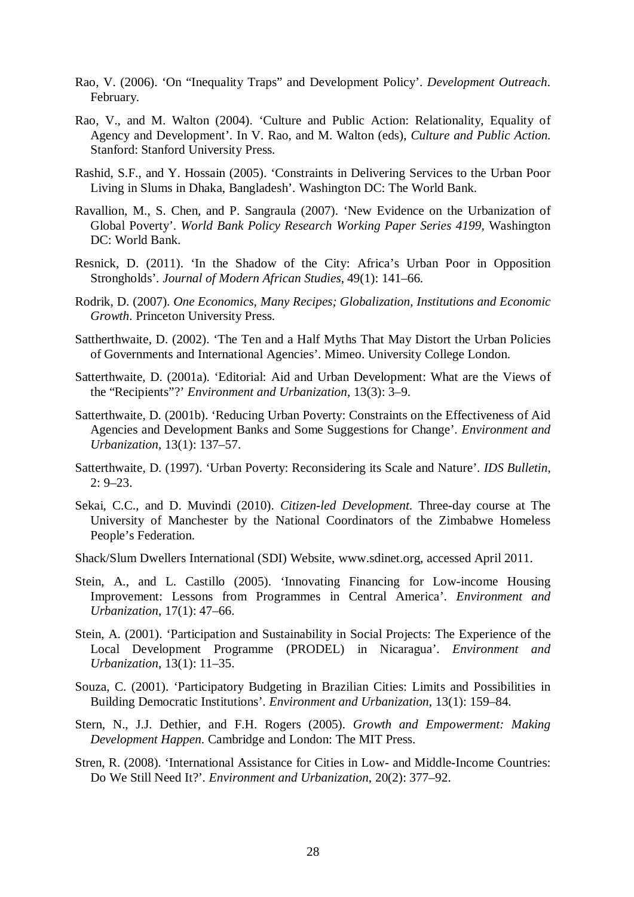Rao, V. (2006). 'On "Inequality Traps" and Development Policy'. *Development Outreach*. February.

Rao, V., and M. Walton (2004). 'Culture and Public Action: Relationality, Equality of Agency and Development'. In V. Rao, and M. Walton (eds), *Culture and Public Action.* Stanford: Stanford University Press.

Rashid, S.F., and Y. Hossain (2005). 'Constraints in Delivering Services to the Urban Poor Living in Slums in Dhaka, Bangladesh'. Washington DC: The World Bank.

Ravallion, M., S. Chen, and P. Sangraula (2007). 'New Evidence on the Urbanization of Global Poverty'. *World Bank Policy Research Working Paper Series 4199,* Washington DC: World Bank.

Resnick, D. (2011). 'In the Shadow of the City: Africa's Urban Poor in Opposition Strongholds'. *Journal of Modern African Studies*, 49(1): 141–66.

Rodrik, D. (2007). *One Economics, Many Recipes; Globalization, Institutions and Economic Growth*. Princeton University Press.

Sattherthwaite, D. (2002). 'The Ten and a Half Myths That May Distort the Urban Policies of Governments and International Agencies'. Mimeo. University College London.

Satterthwaite, D. (2001a). 'Editorial: Aid and Urban Development: What are the Views of the "Recipients"?' *Environment and Urbanization*, 13(3): 3–9.

Satterthwaite, D. (2001b). 'Reducing Urban Poverty: Constraints on the Effectiveness of Aid Agencies and Development Banks and Some Suggestions for Change'. *Environment and Urbanization*, 13(1): 137–57.

Satterthwaite, D. (1997). 'Urban Poverty: Reconsidering its Scale and Nature'. *IDS Bulletin*, 2: 9–23.

Sekai, C.C., and D. Muvindi (2010). *Citizen-led Development*. Three-day course at The University of Manchester by the National Coordinators of the Zimbabwe Homeless People's Federation.

Shack/Slum Dwellers International (SDI) Website, www.sdinet.org, accessed April 2011.

Stein, A., and L. Castillo (2005). 'Innovating Financing for Low-income Housing Improvement: Lessons from Programmes in Central America'. *Environment and Urbanization*, 17(1): 47–66.

Stein, A. (2001). 'Participation and Sustainability in Social Projects: The Experience of the Local Development Programme (PRODEL) in Nicaragua'. *Environment and Urbanization*, 13(1): 11–35.

Souza, C. (2001). 'Participatory Budgeting in Brazilian Cities: Limits and Possibilities in Building Democratic Institutions'. *Environment and Urbanization*, 13(1): 159–84.

Stern, N., J.J. Dethier, and F.H. Rogers (2005). *Growth and Empowerment: Making Development Happen*. Cambridge and London: The MIT Press.

Stren, R. (2008). 'International Assistance for Cities in Low- and Middle-Income Countries: Do We Still Need It?'. *Environment and Urbanization*, 20(2): 377–92.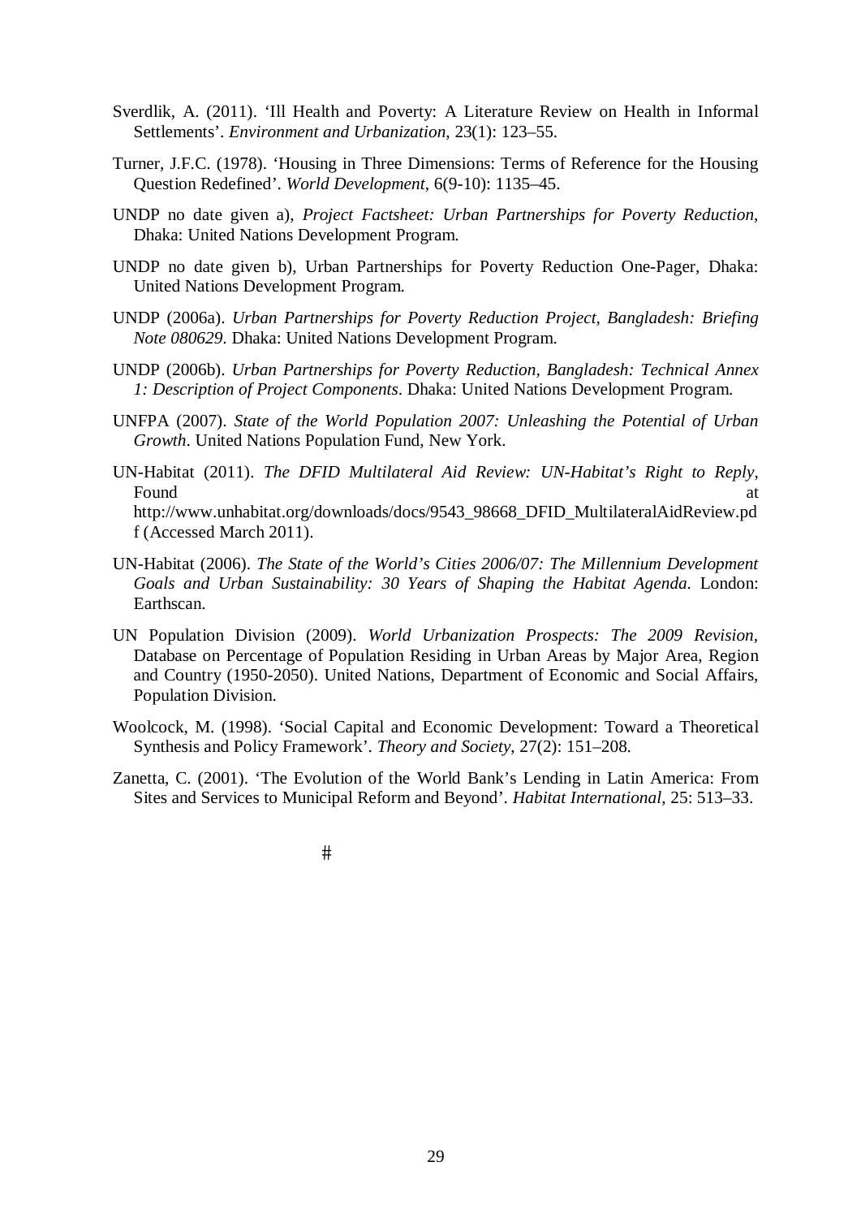Sverdlik, A. (2011). 'Ill Health and Poverty: A Literature Review on Health in Informal Settlements'. *Environment and Urbanization*, 23(1): 123–55.

Turner, J.F.C. (1978). 'Housing in Three Dimensions: Terms of Reference for the Housing Question Redefined'. *World Development*, 6(9-10): 1135–45.

UNDP no date given a), *Project Factsheet: Urban Partnerships for Poverty Reduction*, Dhaka: United Nations Development Program.

UNDP no date given b), Urban Partnerships for Poverty Reduction One-Pager, Dhaka: United Nations Development Program.

UNDP (2006a). *Urban Partnerships for Poverty Reduction Project, Bangladesh: Briefing Note 080629*. Dhaka: United Nations Development Program.

UNDP (2006b). *Urban Partnerships for Poverty Reduction, Bangladesh: Technical Annex 1: Description of Project Components*. Dhaka: United Nations Development Program.

UNFPA (2007). *State of the World Population 2007: Unleashing the Potential of Urban Growth*. United Nations Population Fund, New York.

UN-Habitat (2011). *The DFID Multilateral Aid Review: UN-Habitat's Right to Reply*, Found at http://www.unhabitat.org/downloads/docs/9543_98668_DFID_MultilateralAidReview.pdf (Accessed March 2011).

UN-Habitat (2006). *The State of the World's Cities 2006/07: The Millennium Development Goals and Urban Sustainability: 30 Years of Shaping the Habitat Agenda*. London: Earthscan.

UN Population Division (2009). *World Urbanization Prospects: The 2009 Revision*, Database on Percentage of Population Residing in Urban Areas by Major Area, Region and Country (1950-2050). United Nations, Department of Economic and Social Affairs, Population Division.

Woolcock, M. (1998). 'Social Capital and Economic Development: Toward a Theoretical Synthesis and Policy Framework'. *Theory and Society*, 27(2): 151–208.

Zanetta, C. (2001). 'The Evolution of the World Bank's Lending in Latin America: From Sites and Services to Municipal Reform and Beyond'. *Habitat International*, 25: 513–33.

#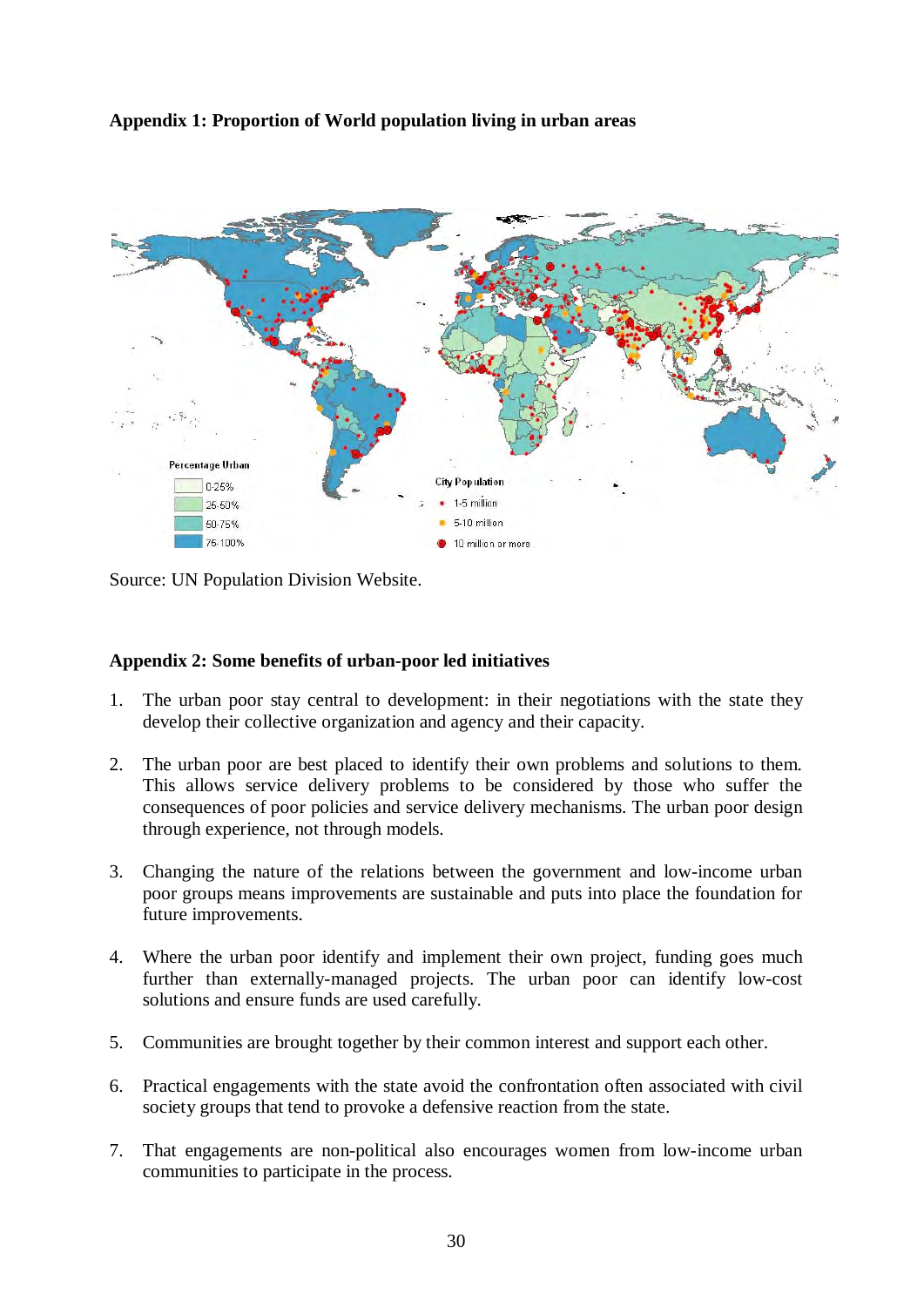**Appendix 1: Proportion of World population living in urban areas**

Source: UN Population Division Website.

**Appendix 2: Some benefits of urban-poor led initiatives**

1. The urban poor stay central to development: in their negotiations with the state they develop their collective organization and agency and their capacity.

2. The urban poor are best placed to identify their own problems and solutions to them. This allows service delivery problems to be considered by those who suffer the consequences of poor policies and service delivery mechanisms. The urban poor design through experience, not through models.

3. Changing the nature of the relations between the government and low-income urban poor groups means improvements are sustainable and puts into place the foundation for future improvements.

4. Where the urban poor identify and implement their own project, funding goes much further than externally-managed projects. The urban poor can identify low-cost solutions and ensure funds are used carefully.

5. Communities are brought together by their common interest and support each other.

6. Practical engagements with the state avoid the confrontation often associated with civil society groups that tend to provoke a defensive reaction from the state.

7. That engagements are non-political also encourages women from low-income urban communities to participate in the process.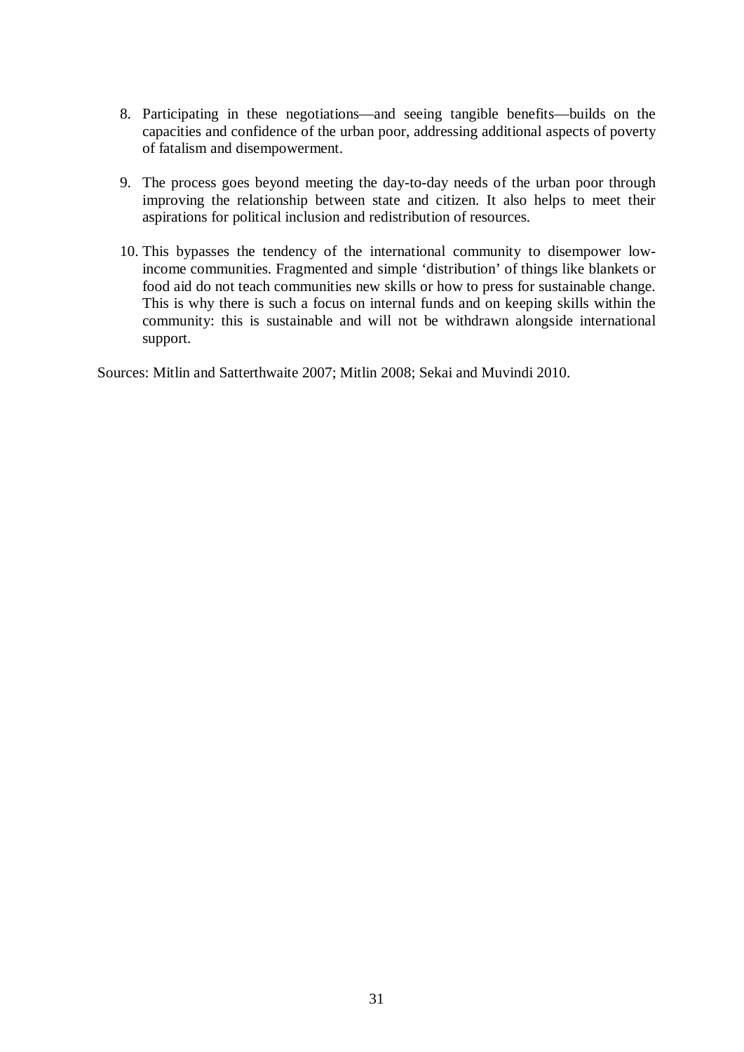8. Participating in these negotiations—and seeing tangible benefits—builds on the capacities and confidence of the urban poor, addressing additional aspects of poverty of fatalism and disempowerment.

9. The process goes beyond meeting the day-to-day needs of the urban poor through improving the relationship between state and citizen. It also helps to meet their aspirations for political inclusion and redistribution of resources.

10. This bypasses the tendency of the international community to disempower low-income communities. Fragmented and simple 'distribution' of things like blankets or food aid do not teach communities new skills or how to press for sustainable change. This is why there is such a focus on internal funds and on keeping skills within the community: this is sustainable and will not be withdrawn alongside international support.

Sources: Mitlin and Satterthwaite 2007; Mitlin 2008; Sekai and Muvindi 2010.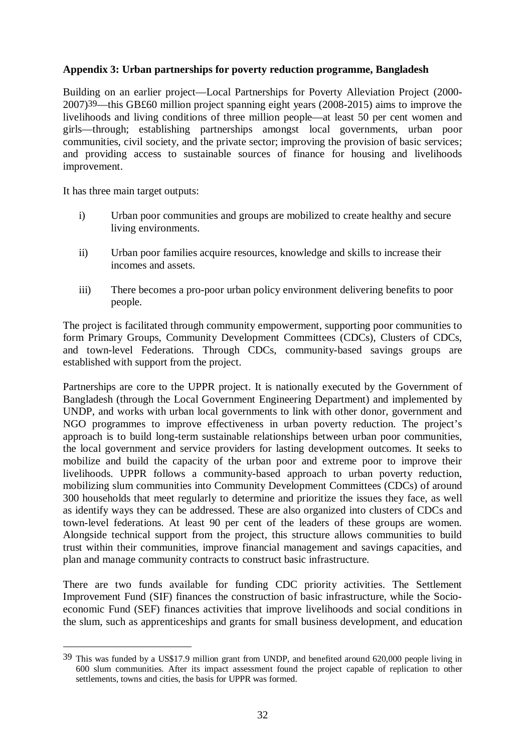**Appendix 3: Urban partnerships for poverty reduction programme, Bangladesh**

Building on an earlier project—Local Partnerships for Poverty Alleviation Project (2000-2007)[39]—this GB£60 million project spanning eight years (2008-2015) aims to improve the livelihoods and living conditions of three million people—at least 50 per cent women and girls—through; establishing partnerships amongst local governments, urban poor communities, civil society, and the private sector; improving the provision of basic services; and providing access to sustainable sources of finance for housing and livelihoods improvement.

It has three main target outputs:

i) Urban poor communities and groups are mobilized to create healthy and secure living environments.

ii) Urban poor families acquire resources, knowledge and skills to increase their incomes and assets.

iii) There becomes a pro-poor urban policy environment delivering benefits to poor people.

The project is facilitated through community empowerment, supporting poor communities to form Primary Groups, Community Development Committees (CDCs), Clusters of CDCs, and town-level Federations. Through CDCs, community-based savings groups are established with support from the project.

Partnerships are core to the UPPR project. It is nationally executed by the Government of Bangladesh (through the Local Government Engineering Department) and implemented by UNDP, and works with urban local governments to link with other donor, government and NGO programmes to improve effectiveness in urban poverty reduction. The project's approach is to build long-term sustainable relationships between urban poor communities, the local government and service providers for lasting development outcomes. It seeks to mobilize and build the capacity of the urban poor and extreme poor to improve their livelihoods. UPPR follows a community-based approach to urban poverty reduction, mobilizing slum communities into Community Development Committees (CDCs) of around 300 households that meet regularly to determine and prioritize the issues they face, as well as identify ways they can be addressed. These are also organized into clusters of CDCs and town-level federations. At least 90 per cent of the leaders of these groups are women. Alongside technical support from the project, this structure allows communities to build trust within their communities, improve financial management and savings capacities, and plan and manage community contracts to construct basic infrastructure.

There are two funds available for funding CDC priority activities. The Settlement Improvement Fund (SIF) finances the construction of basic infrastructure, while the Socio-economic Fund (SEF) finances activities that improve livelihoods and social conditions in the slum, such as apprenticeships and grants for small business development, and education

---

[39] This was funded by a US$17.9 million grant from UNDP, and benefited around 620,000 people living in 600 slum communities. After its impact assessment found the project capable of replication to other settlements, towns and cities, the basis for UPPR was formed.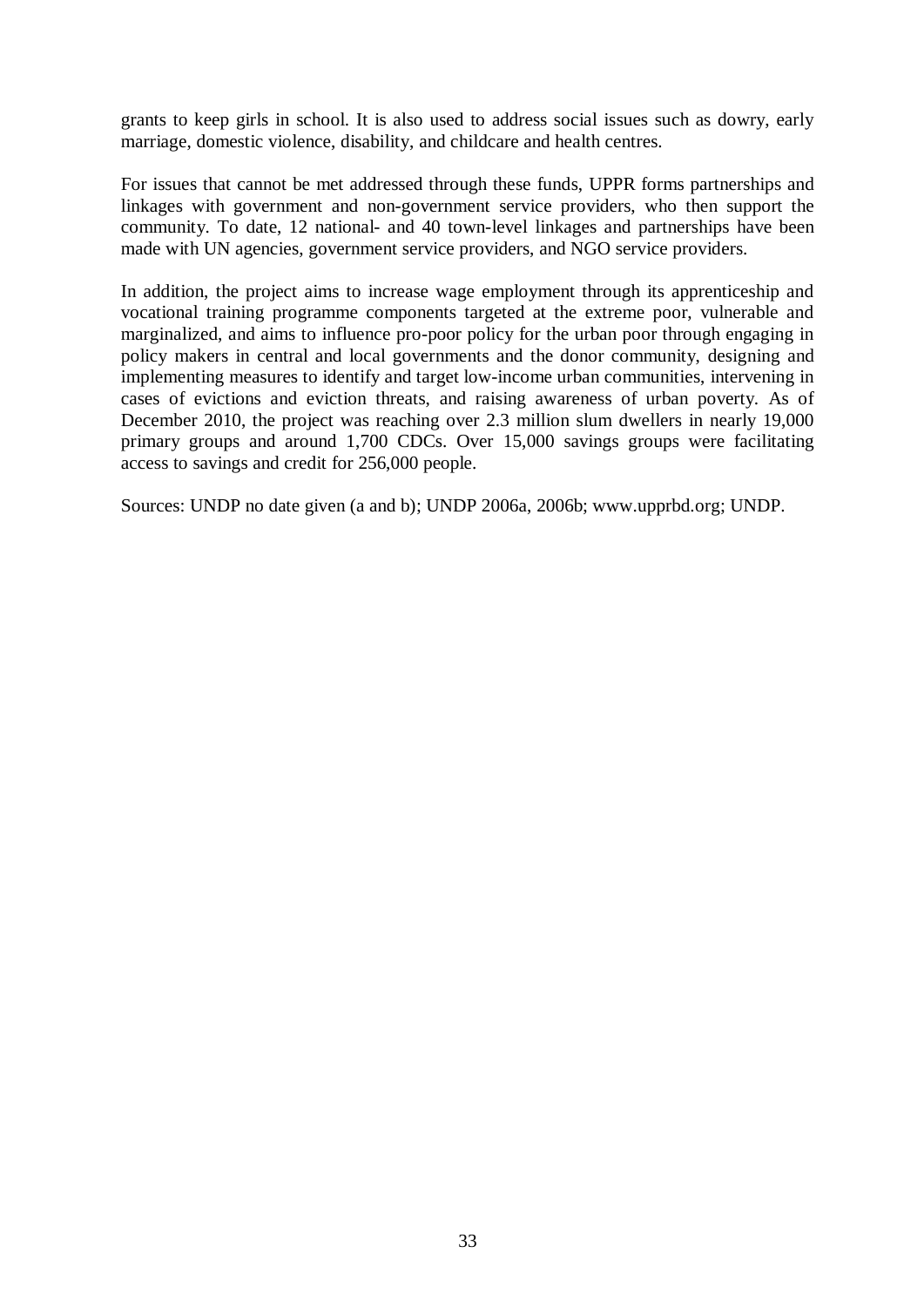grants to keep girls in school. It is also used to address social issues such as dowry, early marriage, domestic violence, disability, and childcare and health centres.

For issues that cannot be met addressed through these funds, UPPR forms partnerships and linkages with government and non-government service providers, who then support the community. To date, 12 national- and 40 town-level linkages and partnerships have been made with UN agencies, government service providers, and NGO service providers.

In addition, the project aims to increase wage employment through its apprenticeship and vocational training programme components targeted at the extreme poor, vulnerable and marginalized, and aims to influence pro-poor policy for the urban poor through engaging in policy makers in central and local governments and the donor community, designing and implementing measures to identify and target low-income urban communities, intervening in cases of evictions and eviction threats, and raising awareness of urban poverty. As of December 2010, the project was reaching over 2.3 million slum dwellers in nearly 19,000 primary groups and around 1,700 CDCs. Over 15,000 savings groups were facilitating access to savings and credit for 256,000 people.

Sources: UNDP no date given (a and b); UNDP 2006a, 2006b; www.upprbd.org; UNDP.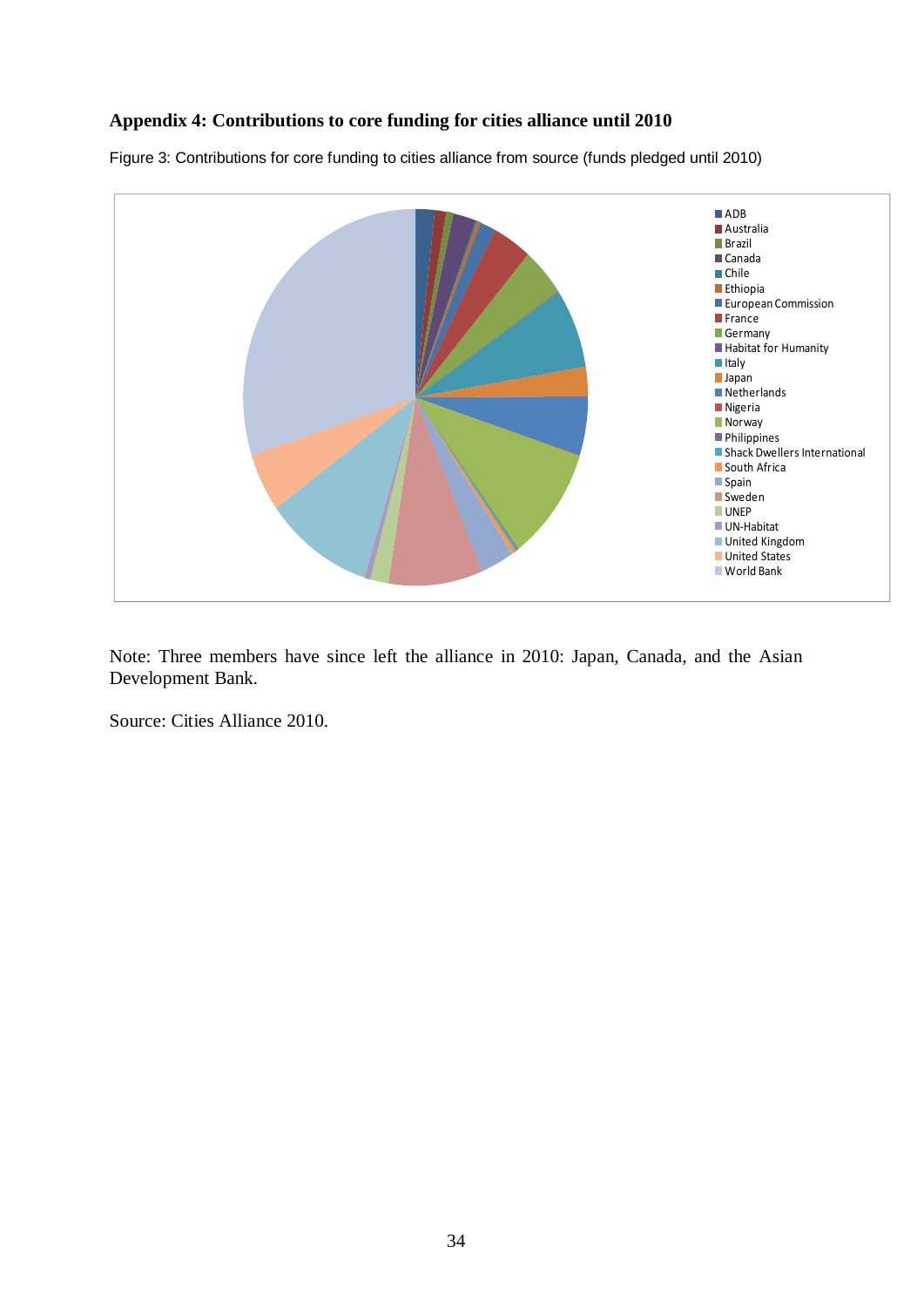## Appendix 4: Contributions to core funding for cities alliance until 2010

Figure 3: Contributions for core funding to cities alliance from source (funds pledged until 2010)

ADB
Australia
Brazil
Canada
Chile
Ethiopia
European Commission
France
Germany
Habitat for Humanity
Italy
Japan
Netherlands
Nigeria
Norway
Philippines
Shack Dwellers International
South Africa
Spain
Sweden
UNEP
UN-Habitat
United Kingdom
United States
World Bank

Note: Three members have since left the alliance in 2010: Japan, Canada, and the Asian Development Bank.

Source: Cities Alliance 2010.